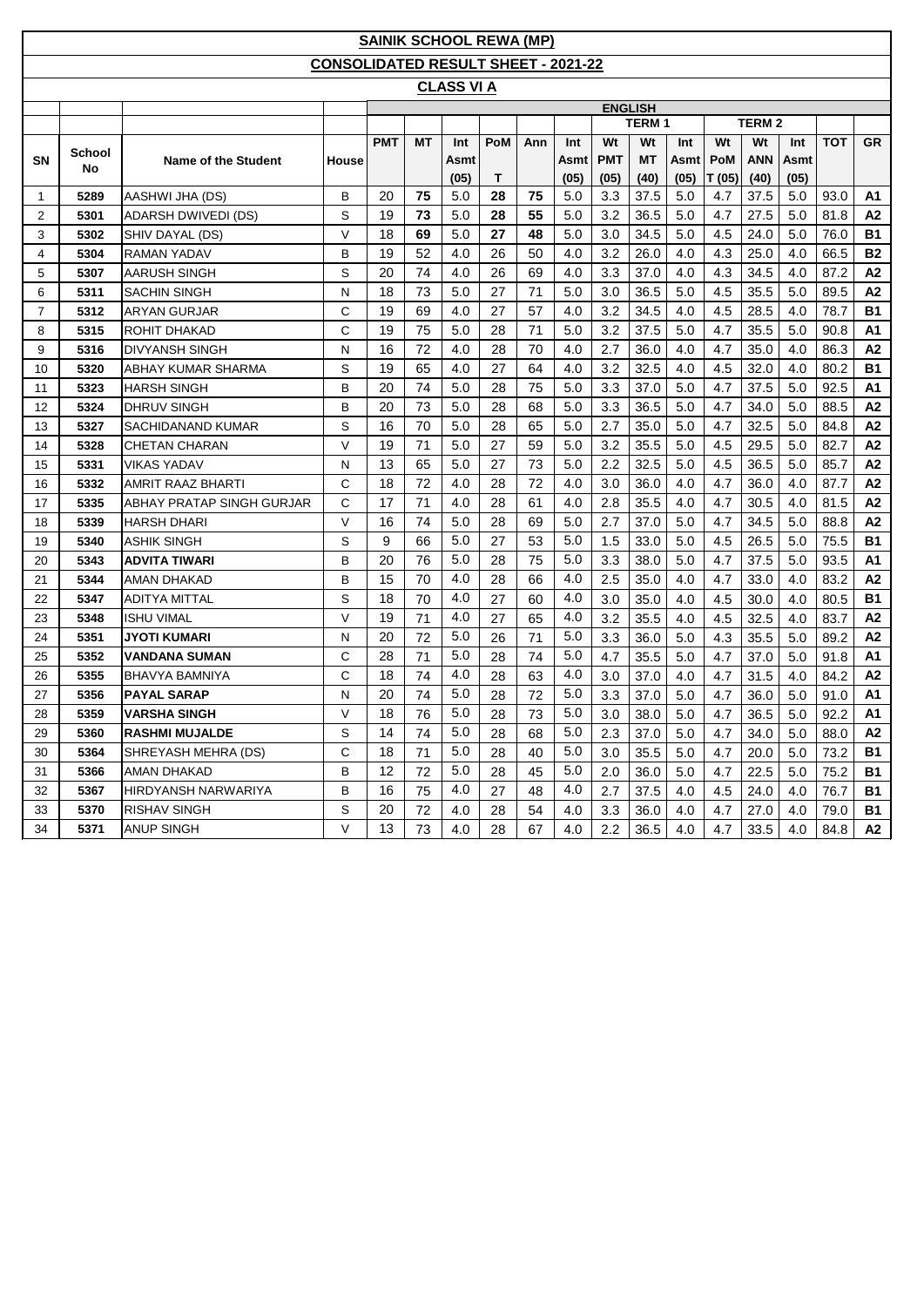# SAINIK SCHOOL REWA (MP)

## CONSOLIDATED RESULT SHEET - 2021-22

### CLASS VI A

| | | | | ENGLISH | | | | | | | | | | | | | |
|---|---|---|---|---|---|---|---|---|---|---|---|---|---|---|---|---|---|
| | | | | | | | | | TERM 1 | | | TERM 2 | | | | | |
| SN | School No | Name of the Student | House | PMT | MT | Int Asmt (05) | PoM T | Ann | Int Asmt (05) | Wt PMT (05) | Wt MT (40) | Int Asmt (05) | Wt PoM T (05) | Wt ANN (40) | Int Asmt (05) | TOT | GR |
| 1 | 5289 | AASHWI JHA (DS) | B | 20 | 75 | 5.0 | 28 | 75 | 5.0 | 3.3 | 37.5 | 5.0 | 4.7 | 37.5 | 5.0 | 93.0 | A1 |
| 2 | 5301 | ADARSH DWIVEDI (DS) | S | 19 | 73 | 5.0 | 28 | 55 | 5.0 | 3.2 | 36.5 | 5.0 | 4.7 | 27.5 | 5.0 | 81.8 | A2 |
| 3 | 5302 | SHIV DAYAL (DS) | V | 18 | 69 | 5.0 | 27 | 48 | 5.0 | 3.0 | 34.5 | 5.0 | 4.5 | 24.0 | 5.0 | 76.0 | B1 |
| 4 | 5304 | RAMAN YADAV | B | 19 | 52 | 4.0 | 26 | 50 | 4.0 | 3.2 | 26.0 | 4.0 | 4.3 | 25.0 | 4.0 | 66.5 | B2 |
| 5 | 5307 | AARUSH SINGH | S | 20 | 74 | 4.0 | 26 | 69 | 4.0 | 3.3 | 37.0 | 4.0 | 4.3 | 34.5 | 4.0 | 87.2 | A2 |
| 6 | 5311 | SACHIN SINGH | N | 18 | 73 | 5.0 | 27 | 71 | 5.0 | 3.0 | 36.5 | 5.0 | 4.5 | 35.5 | 5.0 | 89.5 | A2 |
| 7 | 5312 | ARYAN GURJAR | C | 19 | 69 | 4.0 | 27 | 57 | 4.0 | 3.2 | 34.5 | 4.0 | 4.5 | 28.5 | 4.0 | 78.7 | B1 |
| 8 | 5315 | ROHIT DHAKAD | C | 19 | 75 | 5.0 | 28 | 71 | 5.0 | 3.2 | 37.5 | 5.0 | 4.7 | 35.5 | 5.0 | 90.8 | A1 |
| 9 | 5316 | DIVYANSH SINGH | N | 16 | 72 | 4.0 | 28 | 70 | 4.0 | 2.7 | 36.0 | 4.0 | 4.7 | 35.0 | 4.0 | 86.3 | A2 |
| 10 | 5320 | ABHAY KUMAR SHARMA | S | 19 | 65 | 4.0 | 27 | 64 | 4.0 | 3.2 | 32.5 | 4.0 | 4.5 | 32.0 | 4.0 | 80.2 | B1 |
| 11 | 5323 | HARSH SINGH | B | 20 | 74 | 5.0 | 28 | 75 | 5.0 | 3.3 | 37.0 | 5.0 | 4.7 | 37.5 | 5.0 | 92.5 | A1 |
| 12 | 5324 | DHRUV SINGH | B | 20 | 73 | 5.0 | 28 | 68 | 5.0 | 3.3 | 36.5 | 5.0 | 4.7 | 34.0 | 5.0 | 88.5 | A2 |
| 13 | 5327 | SACHIDANAND KUMAR | S | 16 | 70 | 5.0 | 28 | 65 | 5.0 | 2.7 | 35.0 | 5.0 | 4.7 | 32.5 | 5.0 | 84.8 | A2 |
| 14 | 5328 | CHETAN CHARAN | V | 19 | 71 | 5.0 | 27 | 59 | 5.0 | 3.2 | 35.5 | 5.0 | 4.5 | 29.5 | 5.0 | 82.7 | A2 |
| 15 | 5331 | VIKAS YADAV | N | 13 | 65 | 5.0 | 27 | 73 | 5.0 | 2.2 | 32.5 | 5.0 | 4.5 | 36.5 | 5.0 | 85.7 | A2 |
| 16 | 5332 | AMRIT RAAZ BHARTI | C | 18 | 72 | 4.0 | 28 | 72 | 4.0 | 3.0 | 36.0 | 4.0 | 4.7 | 36.0 | 4.0 | 87.7 | A2 |
| 17 | 5335 | ABHAY PRATAP SINGH GURJAR | C | 17 | 71 | 4.0 | 28 | 61 | 4.0 | 2.8 | 35.5 | 4.0 | 4.7 | 30.5 | 4.0 | 81.5 | A2 |
| 18 | 5339 | HARSH DHARI | V | 16 | 74 | 5.0 | 28 | 69 | 5.0 | 2.7 | 37.0 | 5.0 | 4.7 | 34.5 | 5.0 | 88.8 | A2 |
| 19 | 5340 | ASHIK SINGH | S | 9 | 66 | 5.0 | 27 | 53 | 5.0 | 1.5 | 33.0 | 5.0 | 4.5 | 26.5 | 5.0 | 75.5 | B1 |
| 20 | 5343 | **ADVITA TIWARI** | B | 20 | 76 | 5.0 | 28 | 75 | 5.0 | 3.3 | 38.0 | 5.0 | 4.7 | 37.5 | 5.0 | 93.5 | A1 |
| 21 | 5344 | AMAN DHAKAD | B | 15 | 70 | 4.0 | 28 | 66 | 4.0 | 2.5 | 35.0 | 4.0 | 4.7 | 33.0 | 4.0 | 83.2 | A2 |
| 22 | 5347 | ADITYA MITTAL | S | 18 | 70 | 4.0 | 27 | 60 | 4.0 | 3.0 | 35.0 | 4.0 | 4.5 | 30.0 | 4.0 | 80.5 | B1 |
| 23 | 5348 | ISHU VIMAL | V | 19 | 71 | 4.0 | 27 | 65 | 4.0 | 3.2 | 35.5 | 4.0 | 4.5 | 32.5 | 4.0 | 83.7 | A2 |
| 24 | 5351 | **JYOTI KUMARI** | N | 20 | 72 | 5.0 | 26 | 71 | 5.0 | 3.3 | 36.0 | 5.0 | 4.3 | 35.5 | 5.0 | 89.2 | A2 |
| 25 | 5352 | **VANDANA SUMAN** | C | 28 | 71 | 5.0 | 28 | 74 | 5.0 | 4.7 | 35.5 | 5.0 | 4.7 | 37.0 | 5.0 | 91.8 | A1 |
| 26 | 5355 | BHAVYA BAMNIYA | C | 18 | 74 | 4.0 | 28 | 63 | 4.0 | 3.0 | 37.0 | 4.0 | 4.7 | 31.5 | 4.0 | 84.2 | A2 |
| 27 | 5356 | **PAYAL SARAP** | N | 20 | 74 | 5.0 | 28 | 72 | 5.0 | 3.3 | 37.0 | 5.0 | 4.7 | 36.0 | 5.0 | 91.0 | A1 |
| 28 | 5359 | **VARSHA SINGH** | V | 18 | 76 | 5.0 | 28 | 73 | 5.0 | 3.0 | 38.0 | 5.0 | 4.7 | 36.5 | 5.0 | 92.2 | A1 |
| 29 | 5360 | **RASHMI MUJALDE** | S | 14 | 74 | 5.0 | 28 | 68 | 5.0 | 2.3 | 37.0 | 5.0 | 4.7 | 34.0 | 5.0 | 88.0 | A2 |
| 30 | 5364 | SHREYASH MEHRA (DS) | C | 18 | 71 | 5.0 | 28 | 40 | 5.0 | 3.0 | 35.5 | 5.0 | 4.7 | 20.0 | 5.0 | 73.2 | B1 |
| 31 | 5366 | AMAN DHAKAD | B | 12 | 72 | 5.0 | 28 | 45 | 5.0 | 2.0 | 36.0 | 5.0 | 4.7 | 22.5 | 5.0 | 75.2 | B1 |
| 32 | 5367 | HIRDYANSH NARWARIYA | B | 16 | 75 | 4.0 | 27 | 48 | 4.0 | 2.7 | 37.5 | 4.0 | 4.5 | 24.0 | 4.0 | 76.7 | B1 |
| 33 | 5370 | RISHAV SINGH | S | 20 | 72 | 4.0 | 28 | 54 | 4.0 | 3.3 | 36.0 | 4.0 | 4.7 | 27.0 | 4.0 | 79.0 | B1 |
| 34 | 5371 | ANUP SINGH | V | 13 | 73 | 4.0 | 28 | 67 | 4.0 | 2.2 | 36.5 | 4.0 | 4.7 | 33.5 | 4.0 | 84.8 | A2 |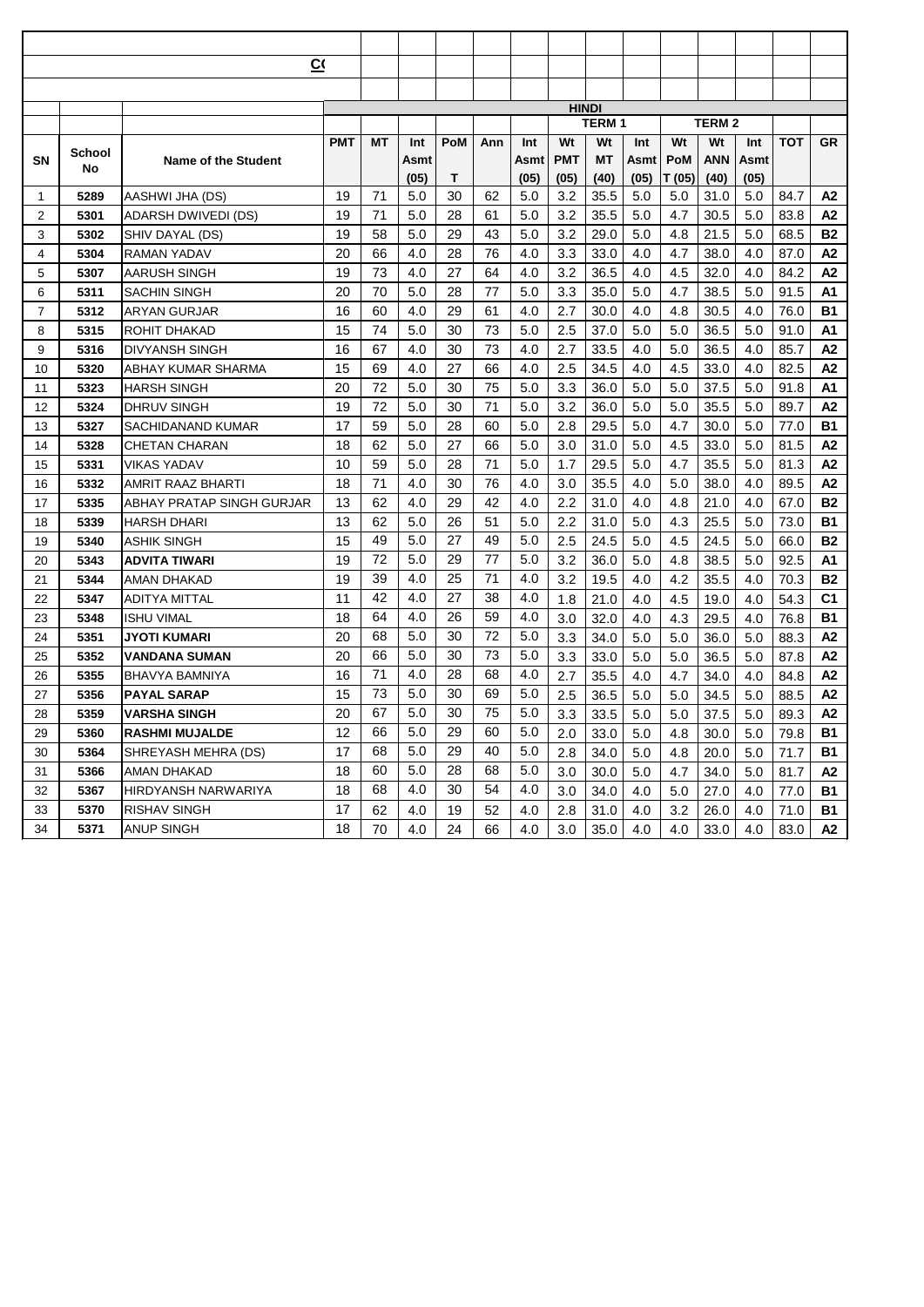CO

| SN | School No | Name of the Student | HINDI | | | | | | | | | | | | | |
|---|---|---|---|---|---|---|---|---|---|---|---|---|---|---|---|---|
| | | | | | | | | TERM 1 | | | TERM 2 | | | | | |
| | | | PMT | MT | Int Asmt (05) | PoM T | Ann | Int Asmt (05) | Wt PMT (05) | Wt MT (40) | Int Asmt (05) | Wt PoM T (05) | Wt ANN (40) | Int Asmt (05) | TOT | GR |
| 1 | 5289 | AASHWI JHA (DS) | 19 | 71 | 5.0 | 30 | 62 | 5.0 | 3.2 | 35.5 | 5.0 | 5.0 | 31.0 | 5.0 | 84.7 | A2 |
| 2 | 5301 | ADARSH DWIVEDI (DS) | 19 | 71 | 5.0 | 28 | 61 | 5.0 | 3.2 | 35.5 | 5.0 | 4.7 | 30.5 | 5.0 | 83.8 | A2 |
| 3 | 5302 | SHIV DAYAL (DS) | 19 | 58 | 5.0 | 29 | 43 | 5.0 | 3.2 | 29.0 | 5.0 | 4.8 | 21.5 | 5.0 | 68.5 | B2 |
| 4 | 5304 | RAMAN YADAV | 20 | 66 | 4.0 | 28 | 76 | 4.0 | 3.3 | 33.0 | 4.0 | 4.7 | 38.0 | 4.0 | 87.0 | A2 |
| 5 | 5307 | AARUSH SINGH | 19 | 73 | 4.0 | 27 | 64 | 4.0 | 3.2 | 36.5 | 4.0 | 4.5 | 32.0 | 4.0 | 84.2 | A2 |
| 6 | 5311 | SACHIN SINGH | 20 | 70 | 5.0 | 28 | 77 | 5.0 | 3.3 | 35.0 | 5.0 | 4.7 | 38.5 | 5.0 | 91.5 | A1 |
| 7 | 5312 | ARYAN GURJAR | 16 | 60 | 4.0 | 29 | 61 | 4.0 | 2.7 | 30.0 | 4.0 | 4.8 | 30.5 | 4.0 | 76.0 | B1 |
| 8 | 5315 | ROHIT DHAKAD | 15 | 74 | 5.0 | 30 | 73 | 5.0 | 2.5 | 37.0 | 5.0 | 5.0 | 36.5 | 5.0 | 91.0 | A1 |
| 9 | 5316 | DIVYANSH SINGH | 16 | 67 | 4.0 | 30 | 73 | 4.0 | 2.7 | 33.5 | 4.0 | 5.0 | 36.5 | 4.0 | 85.7 | A2 |
| 10 | 5320 | ABHAY KUMAR SHARMA | 15 | 69 | 4.0 | 27 | 66 | 4.0 | 2.5 | 34.5 | 4.0 | 4.5 | 33.0 | 4.0 | 82.5 | A2 |
| 11 | 5323 | HARSH SINGH | 20 | 72 | 5.0 | 30 | 75 | 5.0 | 3.3 | 36.0 | 5.0 | 5.0 | 37.5 | 5.0 | 91.8 | A1 |
| 12 | 5324 | DHRUV SINGH | 19 | 72 | 5.0 | 30 | 71 | 5.0 | 3.2 | 36.0 | 5.0 | 5.0 | 35.5 | 5.0 | 89.7 | A2 |
| 13 | 5327 | SACHIDANAND KUMAR | 17 | 59 | 5.0 | 28 | 60 | 5.0 | 2.8 | 29.5 | 5.0 | 4.7 | 30.0 | 5.0 | 77.0 | B1 |
| 14 | 5328 | CHETAN CHARAN | 18 | 62 | 5.0 | 27 | 66 | 5.0 | 3.0 | 31.0 | 5.0 | 4.5 | 33.0 | 5.0 | 81.5 | A2 |
| 15 | 5331 | VIKAS YADAV | 10 | 59 | 5.0 | 28 | 71 | 5.0 | 1.7 | 29.5 | 5.0 | 4.7 | 35.5 | 5.0 | 81.3 | A2 |
| 16 | 5332 | AMRIT RAAZ BHARTI | 18 | 71 | 4.0 | 30 | 76 | 4.0 | 3.0 | 35.5 | 4.0 | 5.0 | 38.0 | 4.0 | 89.5 | A2 |
| 17 | 5335 | ABHAY PRATAP SINGH GURJAR | 13 | 62 | 4.0 | 29 | 42 | 4.0 | 2.2 | 31.0 | 4.0 | 4.8 | 21.0 | 4.0 | 67.0 | B2 |
| 18 | 5339 | HARSH DHARI | 13 | 62 | 5.0 | 26 | 51 | 5.0 | 2.2 | 31.0 | 5.0 | 4.3 | 25.5 | 5.0 | 73.0 | B1 |
| 19 | 5340 | ASHIK SINGH | 15 | 49 | 5.0 | 27 | 49 | 5.0 | 2.5 | 24.5 | 5.0 | 4.5 | 24.5 | 5.0 | 66.0 | B2 |
| 20 | 5343 | **ADVITA TIWARI** | 19 | 72 | 5.0 | 29 | 77 | 5.0 | 3.2 | 36.0 | 5.0 | 4.8 | 38.5 | 5.0 | 92.5 | A1 |
| 21 | 5344 | AMAN DHAKAD | 19 | 39 | 4.0 | 25 | 71 | 4.0 | 3.2 | 19.5 | 4.0 | 4.2 | 35.5 | 4.0 | 70.3 | B2 |
| 22 | 5347 | ADITYA MITTAL | 11 | 42 | 4.0 | 27 | 38 | 4.0 | 1.8 | 21.0 | 4.0 | 4.5 | 19.0 | 4.0 | 54.3 | C1 |
| 23 | 5348 | ISHU VIMAL | 18 | 64 | 4.0 | 26 | 59 | 4.0 | 3.0 | 32.0 | 4.0 | 4.3 | 29.5 | 4.0 | 76.8 | B1 |
| 24 | 5351 | **JYOTI KUMARI** | 20 | 68 | 5.0 | 30 | 72 | 5.0 | 3.3 | 34.0 | 5.0 | 5.0 | 36.0 | 5.0 | 88.3 | A2 |
| 25 | 5352 | **VANDANA SUMAN** | 20 | 66 | 5.0 | 30 | 73 | 5.0 | 3.3 | 33.0 | 5.0 | 5.0 | 36.5 | 5.0 | 87.8 | A2 |
| 26 | 5355 | BHAVYA BAMNIYA | 16 | 71 | 4.0 | 28 | 68 | 4.0 | 2.7 | 35.5 | 4.0 | 4.7 | 34.0 | 4.0 | 84.8 | A2 |
| 27 | 5356 | **PAYAL SARAP** | 15 | 73 | 5.0 | 30 | 69 | 5.0 | 2.5 | 36.5 | 5.0 | 5.0 | 34.5 | 5.0 | 88.5 | A2 |
| 28 | 5359 | **VARSHA SINGH** | 20 | 67 | 5.0 | 30 | 75 | 5.0 | 3.3 | 33.5 | 5.0 | 5.0 | 37.5 | 5.0 | 89.3 | A2 |
| 29 | 5360 | **RASHMI MUJALDE** | 12 | 66 | 5.0 | 29 | 60 | 5.0 | 2.0 | 33.0 | 5.0 | 4.8 | 30.0 | 5.0 | 79.8 | B1 |
| 30 | 5364 | SHREYASH MEHRA (DS) | 17 | 68 | 5.0 | 29 | 40 | 5.0 | 2.8 | 34.0 | 5.0 | 4.8 | 20.0 | 5.0 | 71.7 | B1 |
| 31 | 5366 | AMAN DHAKAD | 18 | 60 | 5.0 | 28 | 68 | 5.0 | 3.0 | 30.0 | 5.0 | 4.7 | 34.0 | 5.0 | 81.7 | A2 |
| 32 | 5367 | HIRDYANSH NARWARIYA | 18 | 68 | 4.0 | 30 | 54 | 4.0 | 3.0 | 34.0 | 4.0 | 5.0 | 27.0 | 4.0 | 77.0 | B1 |
| 33 | 5370 | RISHAV SINGH | 17 | 62 | 4.0 | 19 | 52 | 4.0 | 2.8 | 31.0 | 4.0 | 3.2 | 26.0 | 4.0 | 71.0 | B1 |
| 34 | 5371 | ANUP SINGH | 18 | 70 | 4.0 | 24 | 66 | 4.0 | 3.0 | 35.0 | 4.0 | 4.0 | 33.0 | 4.0 | 83.0 | A2 |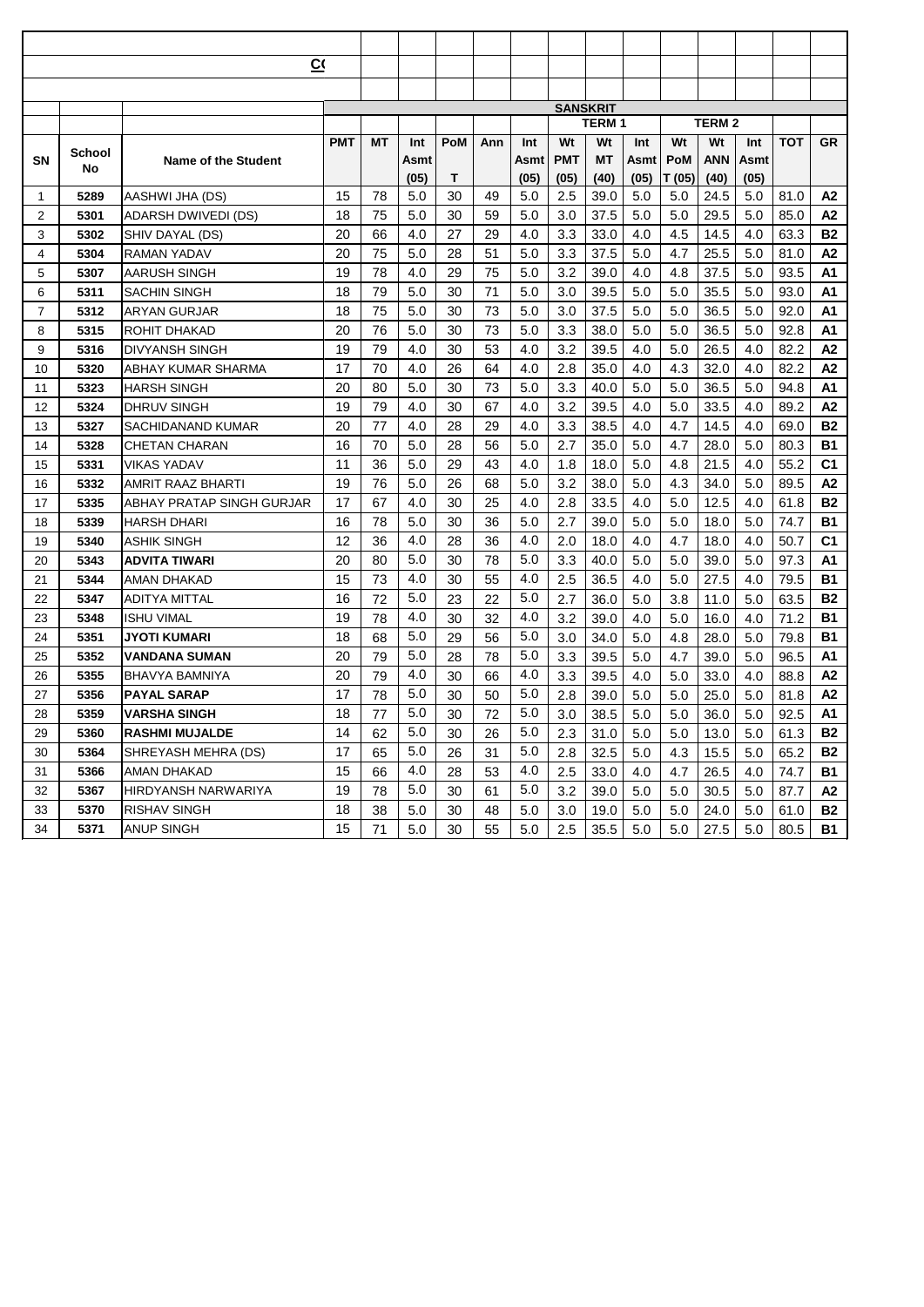**C(**

| | | | SANSKRIT | | | | | | | | | | | | | |
|---|---|---|---|---|---|---|---|---|---|---|---|---|---|---|---|---|
| | | | | | | | | | TERM 1 | | | TERM 2 | | | | |
| SN | School No | Name of the Student | PMT | MT | Int Asmt (05) | PoM T | Ann | Int Asmt (05) | Wt PMT (05) | Wt MT (40) | Int Asmt (05) | Wt PoM T (05) | Wt ANN (40) | Int Asmt (05) | TOT | GR |
| 1 | 5289 | AASHWI JHA (DS) | 15 | 78 | 5.0 | 30 | 49 | 5.0 | 2.5 | 39.0 | 5.0 | 5.0 | 24.5 | 5.0 | 81.0 | A2 |
| 2 | 5301 | ADARSH DWIVEDI (DS) | 18 | 75 | 5.0 | 30 | 59 | 5.0 | 3.0 | 37.5 | 5.0 | 5.0 | 29.5 | 5.0 | 85.0 | A2 |
| 3 | 5302 | SHIV DAYAL (DS) | 20 | 66 | 4.0 | 27 | 29 | 4.0 | 3.3 | 33.0 | 4.0 | 4.5 | 14.5 | 4.0 | 63.3 | B2 |
| 4 | 5304 | RAMAN YADAV | 20 | 75 | 5.0 | 28 | 51 | 5.0 | 3.3 | 37.5 | 5.0 | 4.7 | 25.5 | 5.0 | 81.0 | A2 |
| 5 | 5307 | AARUSH SINGH | 19 | 78 | 4.0 | 29 | 75 | 5.0 | 3.2 | 39.0 | 4.0 | 4.8 | 37.5 | 5.0 | 93.5 | A1 |
| 6 | 5311 | SACHIN SINGH | 18 | 79 | 5.0 | 30 | 71 | 5.0 | 3.0 | 39.5 | 5.0 | 5.0 | 35.5 | 5.0 | 93.0 | A1 |
| 7 | 5312 | ARYAN GURJAR | 18 | 75 | 5.0 | 30 | 73 | 5.0 | 3.0 | 37.5 | 5.0 | 5.0 | 36.5 | 5.0 | 92.0 | A1 |
| 8 | 5315 | ROHIT DHAKAD | 20 | 76 | 5.0 | 30 | 73 | 5.0 | 3.3 | 38.0 | 5.0 | 5.0 | 36.5 | 5.0 | 92.8 | A1 |
| 9 | 5316 | DIVYANSH SINGH | 19 | 79 | 4.0 | 30 | 53 | 4.0 | 3.2 | 39.5 | 4.0 | 5.0 | 26.5 | 4.0 | 82.2 | A2 |
| 10 | 5320 | ABHAY KUMAR SHARMA | 17 | 70 | 4.0 | 26 | 64 | 4.0 | 2.8 | 35.0 | 4.0 | 4.3 | 32.0 | 4.0 | 82.2 | A2 |
| 11 | 5323 | HARSH SINGH | 20 | 80 | 5.0 | 30 | 73 | 5.0 | 3.3 | 40.0 | 5.0 | 5.0 | 36.5 | 5.0 | 94.8 | A1 |
| 12 | 5324 | DHRUV SINGH | 19 | 79 | 4.0 | 30 | 67 | 4.0 | 3.2 | 39.5 | 4.0 | 5.0 | 33.5 | 4.0 | 89.2 | A2 |
| 13 | 5327 | SACHIDANAND KUMAR | 20 | 77 | 4.0 | 28 | 29 | 4.0 | 3.3 | 38.5 | 4.0 | 4.7 | 14.5 | 4.0 | 69.0 | B2 |
| 14 | 5328 | CHETAN CHARAN | 16 | 70 | 5.0 | 28 | 56 | 5.0 | 2.7 | 35.0 | 5.0 | 4.7 | 28.0 | 5.0 | 80.3 | B1 |
| 15 | 5331 | VIKAS YADAV | 11 | 36 | 5.0 | 29 | 43 | 4.0 | 1.8 | 18.0 | 5.0 | 4.8 | 21.5 | 4.0 | 55.2 | C1 |
| 16 | 5332 | AMRIT RAAZ BHARTI | 19 | 76 | 5.0 | 26 | 68 | 5.0 | 3.2 | 38.0 | 5.0 | 4.3 | 34.0 | 5.0 | 89.5 | A2 |
| 17 | 5335 | ABHAY PRATAP SINGH GURJAR | 17 | 67 | 4.0 | 30 | 25 | 4.0 | 2.8 | 33.5 | 4.0 | 5.0 | 12.5 | 4.0 | 61.8 | B2 |
| 18 | 5339 | HARSH DHARI | 16 | 78 | 5.0 | 30 | 36 | 5.0 | 2.7 | 39.0 | 5.0 | 5.0 | 18.0 | 5.0 | 74.7 | B1 |
| 19 | 5340 | ASHIK SINGH | 12 | 36 | 4.0 | 28 | 36 | 4.0 | 2.0 | 18.0 | 4.0 | 4.7 | 18.0 | 4.0 | 50.7 | C1 |
| 20 | 5343 | **ADVITA TIWARI** | 20 | 80 | 5.0 | 30 | 78 | 5.0 | 3.3 | 40.0 | 5.0 | 5.0 | 39.0 | 5.0 | 97.3 | A1 |
| 21 | 5344 | AMAN DHAKAD | 15 | 73 | 4.0 | 30 | 55 | 4.0 | 2.5 | 36.5 | 4.0 | 5.0 | 27.5 | 4.0 | 79.5 | B1 |
| 22 | 5347 | ADITYA MITTAL | 16 | 72 | 5.0 | 23 | 22 | 5.0 | 2.7 | 36.0 | 5.0 | 3.8 | 11.0 | 5.0 | 63.5 | B2 |
| 23 | 5348 | ISHU VIMAL | 19 | 78 | 4.0 | 30 | 32 | 4.0 | 3.2 | 39.0 | 4.0 | 5.0 | 16.0 | 4.0 | 71.2 | B1 |
| 24 | 5351 | **JYOTI KUMARI** | 18 | 68 | 5.0 | 29 | 56 | 5.0 | 3.0 | 34.0 | 5.0 | 4.8 | 28.0 | 5.0 | 79.8 | B1 |
| 25 | 5352 | **VANDANA SUMAN** | 20 | 79 | 5.0 | 28 | 78 | 5.0 | 3.3 | 39.5 | 5.0 | 4.7 | 39.0 | 5.0 | 96.5 | A1 |
| 26 | 5355 | BHAVYA BAMNIYA | 20 | 79 | 4.0 | 30 | 66 | 4.0 | 3.3 | 39.5 | 4.0 | 5.0 | 33.0 | 4.0 | 88.8 | A2 |
| 27 | 5356 | **PAYAL SARAP** | 17 | 78 | 5.0 | 30 | 50 | 5.0 | 2.8 | 39.0 | 5.0 | 5.0 | 25.0 | 5.0 | 81.8 | A2 |
| 28 | 5359 | **VARSHA SINGH** | 18 | 77 | 5.0 | 30 | 72 | 5.0 | 3.0 | 38.5 | 5.0 | 5.0 | 36.0 | 5.0 | 92.5 | A1 |
| 29 | 5360 | **RASHMI MUJALDE** | 14 | 62 | 5.0 | 30 | 26 | 5.0 | 2.3 | 31.0 | 5.0 | 5.0 | 13.0 | 5.0 | 61.3 | B2 |
| 30 | 5364 | SHREYASH MEHRA (DS) | 17 | 65 | 5.0 | 26 | 31 | 5.0 | 2.8 | 32.5 | 5.0 | 4.3 | 15.5 | 5.0 | 65.2 | B2 |
| 31 | 5366 | AMAN DHAKAD | 15 | 66 | 4.0 | 28 | 53 | 4.0 | 2.5 | 33.0 | 4.0 | 4.7 | 26.5 | 4.0 | 74.7 | B1 |
| 32 | 5367 | HIRDYANSH NARWARIYA | 19 | 78 | 5.0 | 30 | 61 | 5.0 | 3.2 | 39.0 | 5.0 | 5.0 | 30.5 | 5.0 | 87.7 | A2 |
| 33 | 5370 | RISHAV SINGH | 18 | 38 | 5.0 | 30 | 48 | 5.0 | 3.0 | 19.0 | 5.0 | 5.0 | 24.0 | 5.0 | 61.0 | B2 |
| 34 | 5371 | ANUP SINGH | 15 | 71 | 5.0 | 30 | 55 | 5.0 | 2.5 | 35.5 | 5.0 | 5.0 | 27.5 | 5.0 | 80.5 | B1 |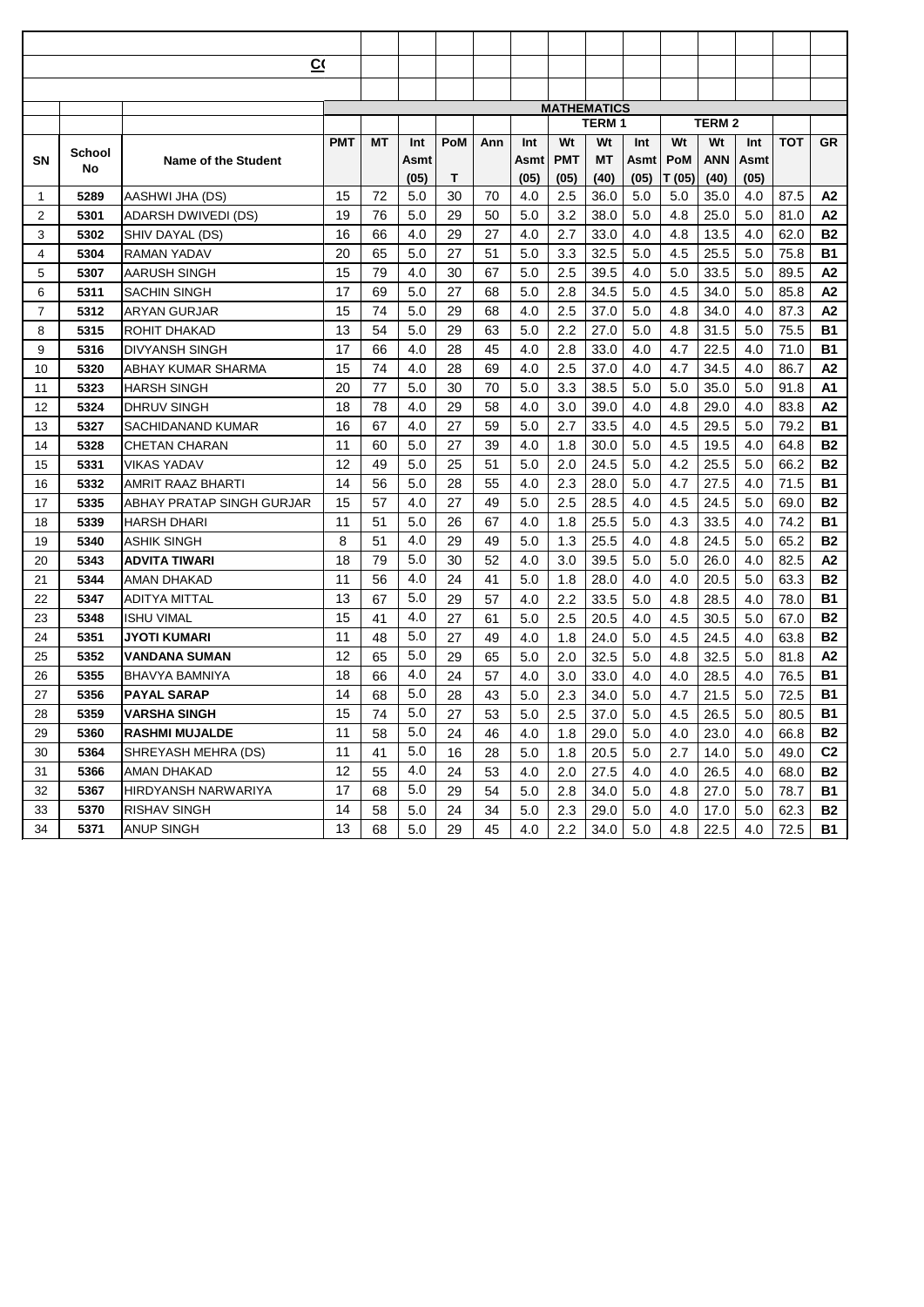CO

| | | | MATHEMATICS | | | | | | | | | | | | | |
|---|---|---|---|---|---|---|---|---|---|---|---|---|---|---|---|---|
| | | | | | | | | TERM 1 | | | | TERM 2 | | | | |
| SN | School No | Name of the Student | PMT | MT | Int Asmt (05) | PoM T | Ann | Int Asmt (05) | Wt PMT (05) | Wt MT (40) | Int Asmt (05) | Wt PoM T (05) | Wt ANN (40) | Int Asmt (05) | TOT | GR |
| 1 | 5289 | AASHWI JHA (DS) | 15 | 72 | 5.0 | 30 | 70 | 4.0 | 2.5 | 36.0 | 5.0 | 5.0 | 35.0 | 4.0 | 87.5 | A2 |
| 2 | 5301 | ADARSH DWIVEDI (DS) | 19 | 76 | 5.0 | 29 | 50 | 5.0 | 3.2 | 38.0 | 5.0 | 4.8 | 25.0 | 5.0 | 81.0 | A2 |
| 3 | 5302 | SHIV DAYAL (DS) | 16 | 66 | 4.0 | 29 | 27 | 4.0 | 2.7 | 33.0 | 4.0 | 4.8 | 13.5 | 4.0 | 62.0 | B2 |
| 4 | 5304 | RAMAN YADAV | 20 | 65 | 5.0 | 27 | 51 | 5.0 | 3.3 | 32.5 | 5.0 | 4.5 | 25.5 | 5.0 | 75.8 | B1 |
| 5 | 5307 | AARUSH SINGH | 15 | 79 | 4.0 | 30 | 67 | 5.0 | 2.5 | 39.5 | 4.0 | 5.0 | 33.5 | 5.0 | 89.5 | A2 |
| 6 | 5311 | SACHIN SINGH | 17 | 69 | 5.0 | 27 | 68 | 5.0 | 2.8 | 34.5 | 5.0 | 4.5 | 34.0 | 5.0 | 85.8 | A2 |
| 7 | 5312 | ARYAN GURJAR | 15 | 74 | 5.0 | 29 | 68 | 4.0 | 2.5 | 37.0 | 5.0 | 4.8 | 34.0 | 4.0 | 87.3 | A2 |
| 8 | 5315 | ROHIT DHAKAD | 13 | 54 | 5.0 | 29 | 63 | 5.0 | 2.2 | 27.0 | 5.0 | 4.8 | 31.5 | 5.0 | 75.5 | B1 |
| 9 | 5316 | DIVYANSH SINGH | 17 | 66 | 4.0 | 28 | 45 | 4.0 | 2.8 | 33.0 | 4.0 | 4.7 | 22.5 | 4.0 | 71.0 | B1 |
| 10 | 5320 | ABHAY KUMAR SHARMA | 15 | 74 | 4.0 | 28 | 69 | 4.0 | 2.5 | 37.0 | 4.0 | 4.7 | 34.5 | 4.0 | 86.7 | A2 |
| 11 | 5323 | HARSH SINGH | 20 | 77 | 5.0 | 30 | 70 | 5.0 | 3.3 | 38.5 | 5.0 | 5.0 | 35.0 | 5.0 | 91.8 | A1 |
| 12 | 5324 | DHRUV SINGH | 18 | 78 | 4.0 | 29 | 58 | 4.0 | 3.0 | 39.0 | 4.0 | 4.8 | 29.0 | 4.0 | 83.8 | A2 |
| 13 | 5327 | SACHIDANAND KUMAR | 16 | 67 | 4.0 | 27 | 59 | 5.0 | 2.7 | 33.5 | 4.0 | 4.5 | 29.5 | 5.0 | 79.2 | B1 |
| 14 | 5328 | CHETAN CHARAN | 11 | 60 | 5.0 | 27 | 39 | 4.0 | 1.8 | 30.0 | 5.0 | 4.5 | 19.5 | 4.0 | 64.8 | B2 |
| 15 | 5331 | VIKAS YADAV | 12 | 49 | 5.0 | 25 | 51 | 5.0 | 2.0 | 24.5 | 5.0 | 4.2 | 25.5 | 5.0 | 66.2 | B2 |
| 16 | 5332 | AMRIT RAAZ BHARTI | 14 | 56 | 5.0 | 28 | 55 | 4.0 | 2.3 | 28.0 | 5.0 | 4.7 | 27.5 | 4.0 | 71.5 | B1 |
| 17 | 5335 | ABHAY PRATAP SINGH GURJAR | 15 | 57 | 4.0 | 27 | 49 | 5.0 | 2.5 | 28.5 | 4.0 | 4.5 | 24.5 | 5.0 | 69.0 | B2 |
| 18 | 5339 | HARSH DHARI | 11 | 51 | 5.0 | 26 | 67 | 4.0 | 1.8 | 25.5 | 5.0 | 4.3 | 33.5 | 4.0 | 74.2 | B1 |
| 19 | 5340 | ASHIK SINGH | 8 | 51 | 4.0 | 29 | 49 | 5.0 | 1.3 | 25.5 | 4.0 | 4.8 | 24.5 | 5.0 | 65.2 | B2 |
| 20 | 5343 | **ADVITA TIWARI** | 18 | 79 | 5.0 | 30 | 52 | 4.0 | 3.0 | 39.5 | 5.0 | 5.0 | 26.0 | 4.0 | 82.5 | A2 |
| 21 | 5344 | AMAN DHAKAD | 11 | 56 | 4.0 | 24 | 41 | 5.0 | 1.8 | 28.0 | 4.0 | 4.0 | 20.5 | 5.0 | 63.3 | B2 |
| 22 | 5347 | ADITYA MITTAL | 13 | 67 | 5.0 | 29 | 57 | 4.0 | 2.2 | 33.5 | 5.0 | 4.8 | 28.5 | 4.0 | 78.0 | B1 |
| 23 | 5348 | ISHU VIMAL | 15 | 41 | 4.0 | 27 | 61 | 5.0 | 2.5 | 20.5 | 4.0 | 4.5 | 30.5 | 5.0 | 67.0 | B2 |
| 24 | 5351 | **JYOTI KUMARI** | 11 | 48 | 5.0 | 27 | 49 | 4.0 | 1.8 | 24.0 | 5.0 | 4.5 | 24.5 | 4.0 | 63.8 | B2 |
| 25 | 5352 | **VANDANA SUMAN** | 12 | 65 | 5.0 | 29 | 65 | 5.0 | 2.0 | 32.5 | 5.0 | 4.8 | 32.5 | 5.0 | 81.8 | A2 |
| 26 | 5355 | BHAVYA BAMNIYA | 18 | 66 | 4.0 | 24 | 57 | 4.0 | 3.0 | 33.0 | 4.0 | 4.0 | 28.5 | 4.0 | 76.5 | B1 |
| 27 | 5356 | **PAYAL SARAP** | 14 | 68 | 5.0 | 28 | 43 | 5.0 | 2.3 | 34.0 | 5.0 | 4.7 | 21.5 | 5.0 | 72.5 | B1 |
| 28 | 5359 | **VARSHA SINGH** | 15 | 74 | 5.0 | 27 | 53 | 5.0 | 2.5 | 37.0 | 5.0 | 4.5 | 26.5 | 5.0 | 80.5 | B1 |
| 29 | 5360 | **RASHMI MUJALDE** | 11 | 58 | 5.0 | 24 | 46 | 4.0 | 1.8 | 29.0 | 5.0 | 4.0 | 23.0 | 4.0 | 66.8 | B2 |
| 30 | 5364 | SHREYASH MEHRA (DS) | 11 | 41 | 5.0 | 16 | 28 | 5.0 | 1.8 | 20.5 | 5.0 | 2.7 | 14.0 | 5.0 | 49.0 | C2 |
| 31 | 5366 | AMAN DHAKAD | 12 | 55 | 4.0 | 24 | 53 | 4.0 | 2.0 | 27.5 | 4.0 | 4.0 | 26.5 | 4.0 | 68.0 | B2 |
| 32 | 5367 | HIRDYANSH NARWARIYA | 17 | 68 | 5.0 | 29 | 54 | 5.0 | 2.8 | 34.0 | 5.0 | 4.8 | 27.0 | 5.0 | 78.7 | B1 |
| 33 | 5370 | RISHAV SINGH | 14 | 58 | 5.0 | 24 | 34 | 5.0 | 2.3 | 29.0 | 5.0 | 4.0 | 17.0 | 5.0 | 62.3 | B2 |
| 34 | 5371 | ANUP SINGH | 13 | 68 | 5.0 | 29 | 45 | 4.0 | 2.2 | 34.0 | 5.0 | 4.8 | 22.5 | 4.0 | 72.5 | B1 |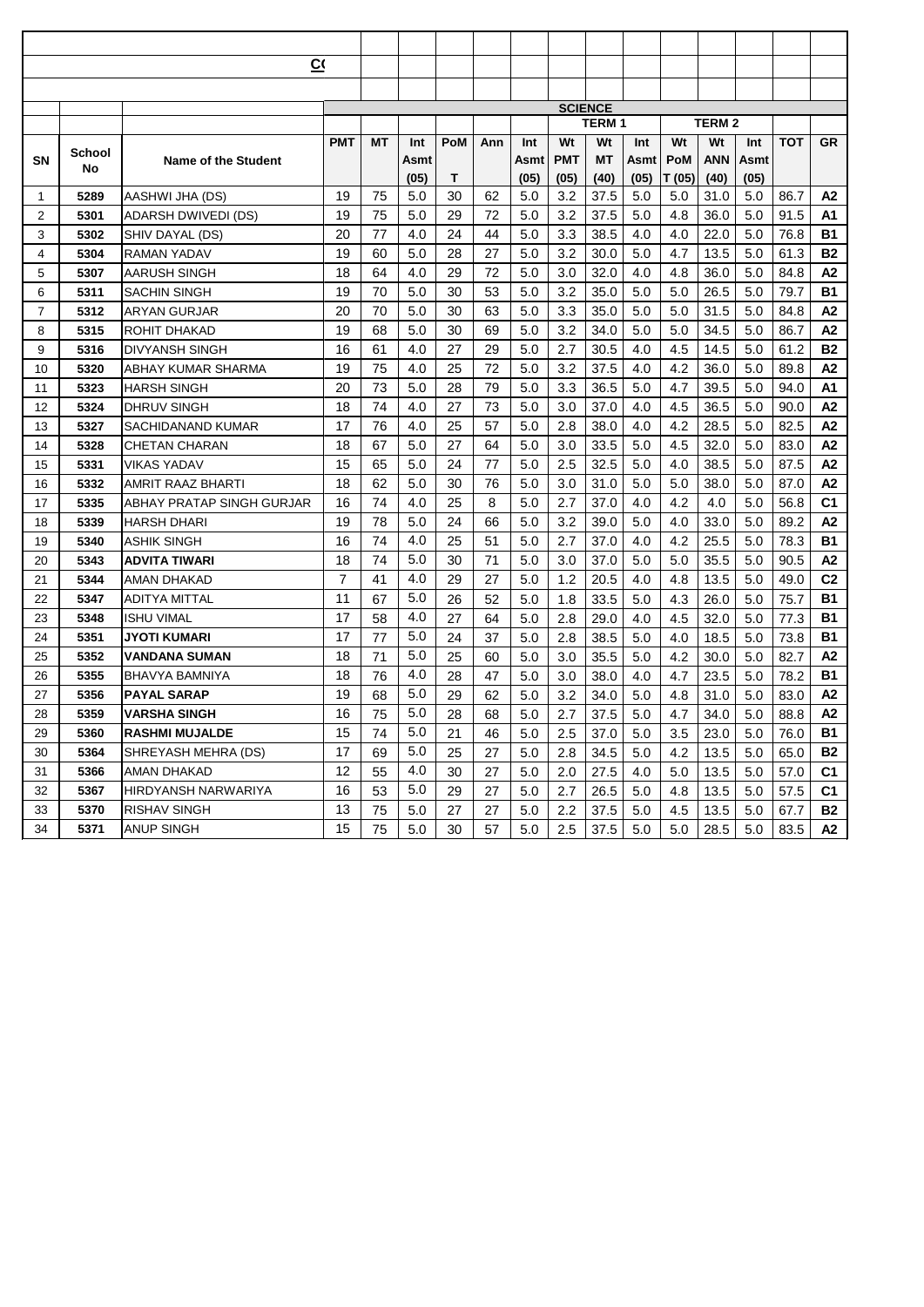| | | | | | | | | | | | | | | | | | |
|---|---|---|---|---|---|---|---|---|---|---|---|---|---|---|---|---|---|
| | | CO | | | | | | | | | | | | | | | |
| | | | SCIENCE | | | | | | | | | | | | | | |
| | | | | | | | | | TERM 1 | | | | TERM 2 | | | | |
| SN | School No | Name of the Student | PMT | MT | Int Asmt (05) | PoM T | Ann | Int Asmt (05) | Wt PMT (05) | Wt MT (40) | Int Asmt (05) | Wt PoM T (05) | Wt ANN (40) | Int Asmt (05) | TOT | GR |
| 1 | 5289 | AASHWI JHA (DS) | 19 | 75 | 5.0 | 30 | 62 | 5.0 | 3.2 | 37.5 | 5.0 | 5.0 | 31.0 | 5.0 | 86.7 | A2 |
| 2 | 5301 | ADARSH DWIVEDI (DS) | 19 | 75 | 5.0 | 29 | 72 | 5.0 | 3.2 | 37.5 | 5.0 | 4.8 | 36.0 | 5.0 | 91.5 | A1 |
| 3 | 5302 | SHIV DAYAL (DS) | 20 | 77 | 4.0 | 24 | 44 | 5.0 | 3.3 | 38.5 | 4.0 | 4.0 | 22.0 | 5.0 | 76.8 | B1 |
| 4 | 5304 | RAMAN YADAV | 19 | 60 | 5.0 | 28 | 27 | 5.0 | 3.2 | 30.0 | 5.0 | 4.7 | 13.5 | 5.0 | 61.3 | B2 |
| 5 | 5307 | AARUSH SINGH | 18 | 64 | 4.0 | 29 | 72 | 5.0 | 3.0 | 32.0 | 4.0 | 4.8 | 36.0 | 5.0 | 84.8 | A2 |
| 6 | 5311 | SACHIN SINGH | 19 | 70 | 5.0 | 30 | 53 | 5.0 | 3.2 | 35.0 | 5.0 | 5.0 | 26.5 | 5.0 | 79.7 | B1 |
| 7 | 5312 | ARYAN GURJAR | 20 | 70 | 5.0 | 30 | 63 | 5.0 | 3.3 | 35.0 | 5.0 | 5.0 | 31.5 | 5.0 | 84.8 | A2 |
| 8 | 5315 | ROHIT DHAKAD | 19 | 68 | 5.0 | 30 | 69 | 5.0 | 3.2 | 34.0 | 5.0 | 5.0 | 34.5 | 5.0 | 86.7 | A2 |
| 9 | 5316 | DIVYANSH SINGH | 16 | 61 | 4.0 | 27 | 29 | 5.0 | 2.7 | 30.5 | 4.0 | 4.5 | 14.5 | 5.0 | 61.2 | B2 |
| 10 | 5320 | ABHAY KUMAR SHARMA | 19 | 75 | 4.0 | 25 | 72 | 5.0 | 3.2 | 37.5 | 4.0 | 4.2 | 36.0 | 5.0 | 89.8 | A2 |
| 11 | 5323 | HARSH SINGH | 20 | 73 | 5.0 | 28 | 79 | 5.0 | 3.3 | 36.5 | 5.0 | 4.7 | 39.5 | 5.0 | 94.0 | A1 |
| 12 | 5324 | DHRUV SINGH | 18 | 74 | 4.0 | 27 | 73 | 5.0 | 3.0 | 37.0 | 4.0 | 4.5 | 36.5 | 5.0 | 90.0 | A2 |
| 13 | 5327 | SACHIDANAND KUMAR | 17 | 76 | 4.0 | 25 | 57 | 5.0 | 2.8 | 38.0 | 4.0 | 4.2 | 28.5 | 5.0 | 82.5 | A2 |
| 14 | 5328 | CHETAN CHARAN | 18 | 67 | 5.0 | 27 | 64 | 5.0 | 3.0 | 33.5 | 5.0 | 4.5 | 32.0 | 5.0 | 83.0 | A2 |
| 15 | 5331 | VIKAS YADAV | 15 | 65 | 5.0 | 24 | 77 | 5.0 | 2.5 | 32.5 | 5.0 | 4.0 | 38.5 | 5.0 | 87.5 | A2 |
| 16 | 5332 | AMRIT RAAZ BHARTI | 18 | 62 | 5.0 | 30 | 76 | 5.0 | 3.0 | 31.0 | 5.0 | 5.0 | 38.0 | 5.0 | 87.0 | A2 |
| 17 | 5335 | ABHAY PRATAP SINGH GURJAR | 16 | 74 | 4.0 | 25 | 8 | 5.0 | 2.7 | 37.0 | 4.0 | 4.2 | 4.0 | 5.0 | 56.8 | C1 |
| 18 | 5339 | HARSH DHARI | 19 | 78 | 5.0 | 24 | 66 | 5.0 | 3.2 | 39.0 | 5.0 | 4.0 | 33.0 | 5.0 | 89.2 | A2 |
| 19 | 5340 | ASHIK SINGH | 16 | 74 | 4.0 | 25 | 51 | 5.0 | 2.7 | 37.0 | 4.0 | 4.2 | 25.5 | 5.0 | 78.3 | B1 |
| 20 | 5343 | **ADVITA TIWARI** | 18 | 74 | 5.0 | 30 | 71 | 5.0 | 3.0 | 37.0 | 5.0 | 5.0 | 35.5 | 5.0 | 90.5 | A2 |
| 21 | 5344 | AMAN DHAKAD | 7 | 41 | 4.0 | 29 | 27 | 5.0 | 1.2 | 20.5 | 4.0 | 4.8 | 13.5 | 5.0 | 49.0 | C2 |
| 22 | 5347 | ADITYA MITTAL | 11 | 67 | 5.0 | 26 | 52 | 5.0 | 1.8 | 33.5 | 5.0 | 4.3 | 26.0 | 5.0 | 75.7 | B1 |
| 23 | 5348 | ISHU VIMAL | 17 | 58 | 4.0 | 27 | 64 | 5.0 | 2.8 | 29.0 | 4.0 | 4.5 | 32.0 | 5.0 | 77.3 | B1 |
| 24 | 5351 | **JYOTI KUMARI** | 17 | 77 | 5.0 | 24 | 37 | 5.0 | 2.8 | 38.5 | 5.0 | 4.0 | 18.5 | 5.0 | 73.8 | B1 |
| 25 | 5352 | **VANDANA SUMAN** | 18 | 71 | 5.0 | 25 | 60 | 5.0 | 3.0 | 35.5 | 5.0 | 4.2 | 30.0 | 5.0 | 82.7 | A2 |
| 26 | 5355 | BHAVYA BAMNIYA | 18 | 76 | 4.0 | 28 | 47 | 5.0 | 3.0 | 38.0 | 4.0 | 4.7 | 23.5 | 5.0 | 78.2 | B1 |
| 27 | 5356 | **PAYAL SARAP** | 19 | 68 | 5.0 | 29 | 62 | 5.0 | 3.2 | 34.0 | 5.0 | 4.8 | 31.0 | 5.0 | 83.0 | A2 |
| 28 | 5359 | **VARSHA SINGH** | 16 | 75 | 5.0 | 28 | 68 | 5.0 | 2.7 | 37.5 | 5.0 | 4.7 | 34.0 | 5.0 | 88.8 | A2 |
| 29 | 5360 | **RASHMI MUJALDE** | 15 | 74 | 5.0 | 21 | 46 | 5.0 | 2.5 | 37.0 | 5.0 | 3.5 | 23.0 | 5.0 | 76.0 | B1 |
| 30 | 5364 | SHREYASH MEHRA (DS) | 17 | 69 | 5.0 | 25 | 27 | 5.0 | 2.8 | 34.5 | 5.0 | 4.2 | 13.5 | 5.0 | 65.0 | B2 |
| 31 | 5366 | AMAN DHAKAD | 12 | 55 | 4.0 | 30 | 27 | 5.0 | 2.0 | 27.5 | 4.0 | 5.0 | 13.5 | 5.0 | 57.0 | C1 |
| 32 | 5367 | HIRDYANSH NARWARIYA | 16 | 53 | 5.0 | 29 | 27 | 5.0 | 2.7 | 26.5 | 5.0 | 4.8 | 13.5 | 5.0 | 57.5 | C1 |
| 33 | 5370 | RISHAV SINGH | 13 | 75 | 5.0 | 27 | 27 | 5.0 | 2.2 | 37.5 | 5.0 | 4.5 | 13.5 | 5.0 | 67.7 | B2 |
| 34 | 5371 | ANUP SINGH | 15 | 75 | 5.0 | 30 | 57 | 5.0 | 2.5 | 37.5 | 5.0 | 5.0 | 28.5 | 5.0 | 83.5 | A2 |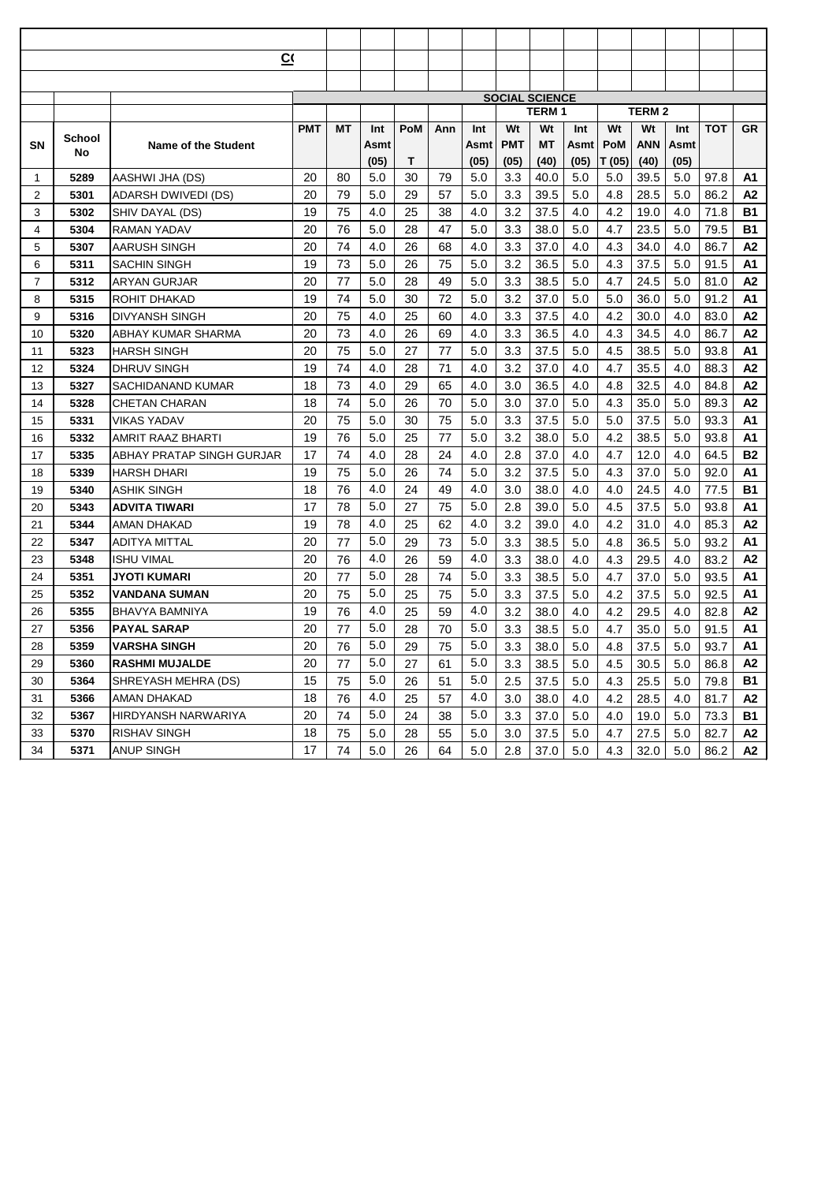**C(**

| SN | School No | Name of the Student | SOCIAL SCIENCE | | | | | | | | | | | | | |
|---|---|---|---|---|---|---|---|---|---|---|---|---|---|---|---|---|
| | | | | | | | | | | TERM 1 | | | TERM 2 | | | |
| | | | PMT | MT | Int Asmt (05) | PoM T | Ann | Int Asmt (05) | Wt PMT (05) | Wt MT (40) | Int Asmt (05) | Wt PoM T (05) | Wt ANN (40) | Int Asmt (05) | TOT | GR |
| 1 | 5289 | AASHWI JHA (DS) | 20 | 80 | 5.0 | 30 | 79 | 5.0 | 3.3 | 40.0 | 5.0 | 5.0 | 39.5 | 5.0 | 97.8 | A1 |
| 2 | 5301 | ADARSH DWIVEDI (DS) | 20 | 79 | 5.0 | 29 | 57 | 5.0 | 3.3 | 39.5 | 5.0 | 4.8 | 28.5 | 5.0 | 86.2 | A2 |
| 3 | 5302 | SHIV DAYAL (DS) | 19 | 75 | 4.0 | 25 | 38 | 4.0 | 3.2 | 37.5 | 4.0 | 4.2 | 19.0 | 4.0 | 71.8 | B1 |
| 4 | 5304 | RAMAN YADAV | 20 | 76 | 5.0 | 28 | 47 | 5.0 | 3.3 | 38.0 | 5.0 | 4.7 | 23.5 | 5.0 | 79.5 | B1 |
| 5 | 5307 | AARUSH SINGH | 20 | 74 | 4.0 | 26 | 68 | 4.0 | 3.3 | 37.0 | 4.0 | 4.3 | 34.0 | 4.0 | 86.7 | A2 |
| 6 | 5311 | SACHIN SINGH | 19 | 73 | 5.0 | 26 | 75 | 5.0 | 3.2 | 36.5 | 5.0 | 4.3 | 37.5 | 5.0 | 91.5 | A1 |
| 7 | 5312 | ARYAN GURJAR | 20 | 77 | 5.0 | 28 | 49 | 5.0 | 3.3 | 38.5 | 5.0 | 4.7 | 24.5 | 5.0 | 81.0 | A2 |
| 8 | 5315 | ROHIT DHAKAD | 19 | 74 | 5.0 | 30 | 72 | 5.0 | 3.2 | 37.0 | 5.0 | 5.0 | 36.0 | 5.0 | 91.2 | A1 |
| 9 | 5316 | DIVYANSH SINGH | 20 | 75 | 4.0 | 25 | 60 | 4.0 | 3.3 | 37.5 | 4.0 | 4.2 | 30.0 | 4.0 | 83.0 | A2 |
| 10 | 5320 | ABHAY KUMAR SHARMA | 20 | 73 | 4.0 | 26 | 69 | 4.0 | 3.3 | 36.5 | 4.0 | 4.3 | 34.5 | 4.0 | 86.7 | A2 |
| 11 | 5323 | HARSH SINGH | 20 | 75 | 5.0 | 27 | 77 | 5.0 | 3.3 | 37.5 | 5.0 | 4.5 | 38.5 | 5.0 | 93.8 | A1 |
| 12 | 5324 | DHRUV SINGH | 19 | 74 | 4.0 | 28 | 71 | 4.0 | 3.2 | 37.0 | 4.0 | 4.7 | 35.5 | 4.0 | 88.3 | A2 |
| 13 | 5327 | SACHIDANAND KUMAR | 18 | 73 | 4.0 | 29 | 65 | 4.0 | 3.0 | 36.5 | 4.0 | 4.8 | 32.5 | 4.0 | 84.8 | A2 |
| 14 | 5328 | CHETAN CHARAN | 18 | 74 | 5.0 | 26 | 70 | 5.0 | 3.0 | 37.0 | 5.0 | 4.3 | 35.0 | 5.0 | 89.3 | A2 |
| 15 | 5331 | VIKAS YADAV | 20 | 75 | 5.0 | 30 | 75 | 5.0 | 3.3 | 37.5 | 5.0 | 5.0 | 37.5 | 5.0 | 93.3 | A1 |
| 16 | 5332 | AMRIT RAAZ BHARTI | 19 | 76 | 5.0 | 25 | 77 | 5.0 | 3.2 | 38.0 | 5.0 | 4.2 | 38.5 | 5.0 | 93.8 | A1 |
| 17 | 5335 | ABHAY PRATAP SINGH GURJAR | 17 | 74 | 4.0 | 28 | 24 | 4.0 | 2.8 | 37.0 | 4.0 | 4.7 | 12.0 | 4.0 | 64.5 | B2 |
| 18 | 5339 | HARSH DHARI | 19 | 75 | 5.0 | 26 | 74 | 5.0 | 3.2 | 37.5 | 5.0 | 4.3 | 37.0 | 5.0 | 92.0 | A1 |
| 19 | 5340 | ASHIK SINGH | 18 | 76 | 4.0 | 24 | 49 | 4.0 | 3.0 | 38.0 | 4.0 | 4.0 | 24.5 | 4.0 | 77.5 | B1 |
| 20 | 5343 | **ADVITA TIWARI** | 17 | 78 | 5.0 | 27 | 75 | 5.0 | 2.8 | 39.0 | 5.0 | 4.5 | 37.5 | 5.0 | 93.8 | A1 |
| 21 | 5344 | AMAN DHAKAD | 19 | 78 | 4.0 | 25 | 62 | 4.0 | 3.2 | 39.0 | 4.0 | 4.2 | 31.0 | 4.0 | 85.3 | A2 |
| 22 | 5347 | ADITYA MITTAL | 20 | 77 | 5.0 | 29 | 73 | 5.0 | 3.3 | 38.5 | 5.0 | 4.8 | 36.5 | 5.0 | 93.2 | A1 |
| 23 | 5348 | ISHU VIMAL | 20 | 76 | 4.0 | 26 | 59 | 4.0 | 3.3 | 38.0 | 4.0 | 4.3 | 29.5 | 4.0 | 83.2 | A2 |
| 24 | 5351 | **JYOTI KUMARI** | 20 | 77 | 5.0 | 28 | 74 | 5.0 | 3.3 | 38.5 | 5.0 | 4.7 | 37.0 | 5.0 | 93.5 | A1 |
| 25 | 5352 | **VANDANA SUMAN** | 20 | 75 | 5.0 | 25 | 75 | 5.0 | 3.3 | 37.5 | 5.0 | 4.2 | 37.5 | 5.0 | 92.5 | A1 |
| 26 | 5355 | BHAVYA BAMNIYA | 19 | 76 | 4.0 | 25 | 59 | 4.0 | 3.2 | 38.0 | 4.0 | 4.2 | 29.5 | 4.0 | 82.8 | A2 |
| 27 | 5356 | **PAYAL SARAP** | 20 | 77 | 5.0 | 28 | 70 | 5.0 | 3.3 | 38.5 | 5.0 | 4.7 | 35.0 | 5.0 | 91.5 | A1 |
| 28 | 5359 | **VARSHA SINGH** | 20 | 76 | 5.0 | 29 | 75 | 5.0 | 3.3 | 38.0 | 5.0 | 4.8 | 37.5 | 5.0 | 93.7 | A1 |
| 29 | 5360 | **RASHMI MUJALDE** | 20 | 77 | 5.0 | 27 | 61 | 5.0 | 3.3 | 38.5 | 5.0 | 4.5 | 30.5 | 5.0 | 86.8 | A2 |
| 30 | 5364 | SHREYASH MEHRA (DS) | 15 | 75 | 5.0 | 26 | 51 | 5.0 | 2.5 | 37.5 | 5.0 | 4.3 | 25.5 | 5.0 | 79.8 | B1 |
| 31 | 5366 | AMAN DHAKAD | 18 | 76 | 4.0 | 25 | 57 | 4.0 | 3.0 | 38.0 | 4.0 | 4.2 | 28.5 | 4.0 | 81.7 | A2 |
| 32 | 5367 | HIRDYANSH NARWARIYA | 20 | 74 | 5.0 | 24 | 38 | 5.0 | 3.3 | 37.0 | 5.0 | 4.0 | 19.0 | 5.0 | 73.3 | B1 |
| 33 | 5370 | RISHAV SINGH | 18 | 75 | 5.0 | 28 | 55 | 5.0 | 3.0 | 37.5 | 5.0 | 4.7 | 27.5 | 5.0 | 82.7 | A2 |
| 34 | 5371 | ANUP SINGH | 17 | 74 | 5.0 | 26 | 64 | 5.0 | 2.8 | 37.0 | 5.0 | 4.3 | 32.0 | 5.0 | 86.2 | A2 |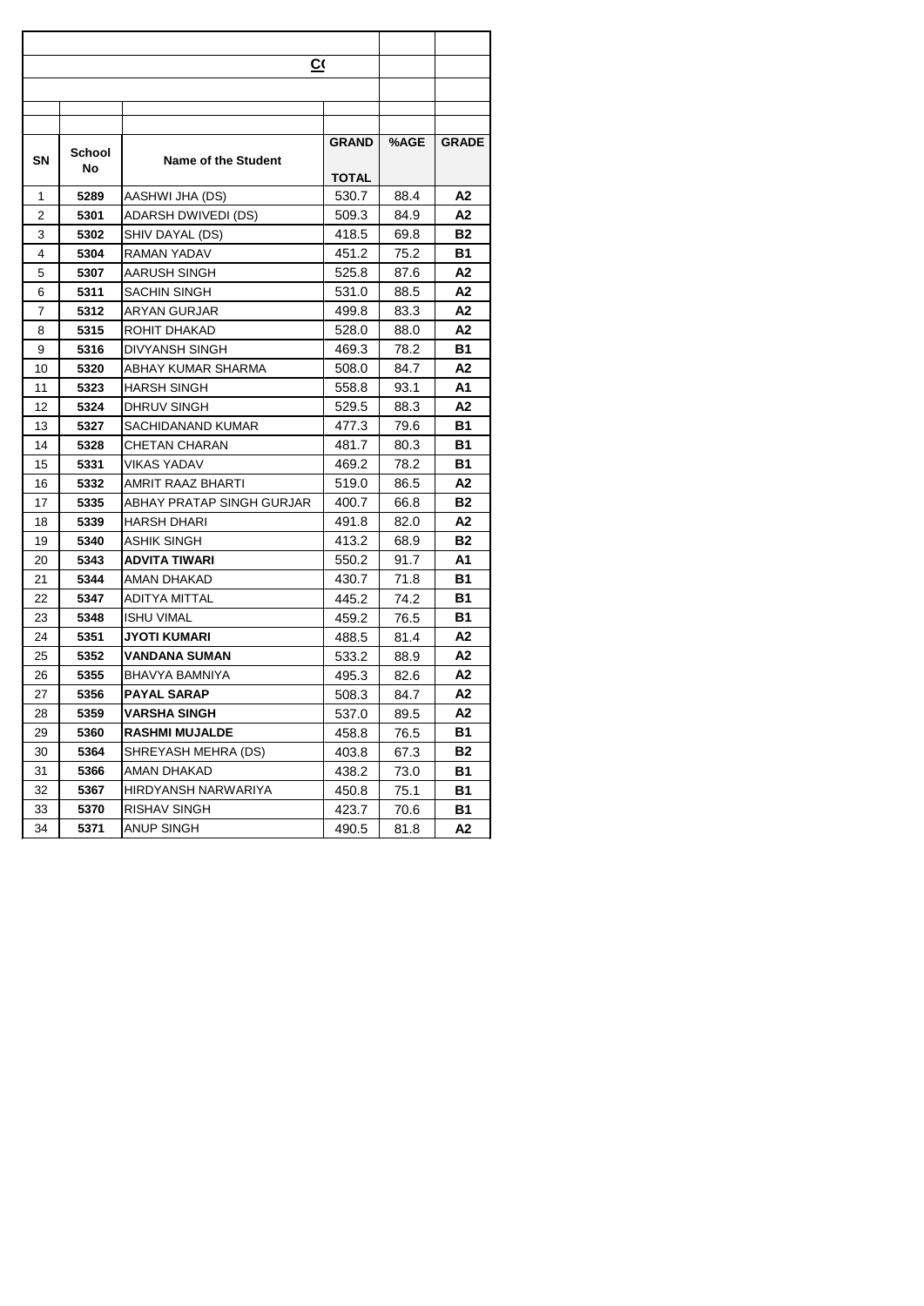**C(**

| SN | School No | Name of the Student | GRAND TOTAL | %AGE | GRADE |
|---|---|---|---|---|---|
| 1 | **5289** | AASHWI JHA (DS) | 530.7 | 88.4 | **A2** |
| 2 | **5301** | ADARSH DWIVEDI (DS) | 509.3 | 84.9 | **A2** |
| 3 | **5302** | SHIV DAYAL (DS) | 418.5 | 69.8 | **B2** |
| 4 | **5304** | RAMAN YADAV | 451.2 | 75.2 | **B1** |
| 5 | **5307** | AARUSH SINGH | 525.8 | 87.6 | **A2** |
| 6 | **5311** | SACHIN SINGH | 531.0 | 88.5 | **A2** |
| 7 | **5312** | ARYAN GURJAR | 499.8 | 83.3 | **A2** |
| 8 | **5315** | ROHIT DHAKAD | 528.0 | 88.0 | **A2** |
| 9 | **5316** | DIVYANSH SINGH | 469.3 | 78.2 | **B1** |
| 10 | **5320** | ABHAY KUMAR SHARMA | 508.0 | 84.7 | **A2** |
| 11 | **5323** | HARSH SINGH | 558.8 | 93.1 | **A1** |
| 12 | **5324** | DHRUV SINGH | 529.5 | 88.3 | **A2** |
| 13 | **5327** | SACHIDANAND KUMAR | 477.3 | 79.6 | **B1** |
| 14 | **5328** | CHETAN CHARAN | 481.7 | 80.3 | **B1** |
| 15 | **5331** | VIKAS YADAV | 469.2 | 78.2 | **B1** |
| 16 | **5332** | AMRIT RAAZ BHARTI | 519.0 | 86.5 | **A2** |
| 17 | **5335** | ABHAY PRATAP SINGH GURJAR | 400.7 | 66.8 | **B2** |
| 18 | **5339** | HARSH DHARI | 491.8 | 82.0 | **A2** |
| 19 | **5340** | ASHIK SINGH | 413.2 | 68.9 | **B2** |
| 20 | **5343** | **ADVITA TIWARI** | 550.2 | 91.7 | **A1** |
| 21 | **5344** | AMAN DHAKAD | 430.7 | 71.8 | **B1** |
| 22 | **5347** | ADITYA MITTAL | 445.2 | 74.2 | **B1** |
| 23 | **5348** | ISHU VIMAL | 459.2 | 76.5 | **B1** |
| 24 | **5351** | **JYOTI KUMARI** | 488.5 | 81.4 | **A2** |
| 25 | **5352** | **VANDANA SUMAN** | 533.2 | 88.9 | **A2** |
| 26 | **5355** | BHAVYA BAMNIYA | 495.3 | 82.6 | **A2** |
| 27 | **5356** | **PAYAL SARAP** | 508.3 | 84.7 | **A2** |
| 28 | **5359** | **VARSHA SINGH** | 537.0 | 89.5 | **A2** |
| 29 | **5360** | **RASHMI MUJALDE** | 458.8 | 76.5 | **B1** |
| 30 | **5364** | SHREYASH MEHRA (DS) | 403.8 | 67.3 | **B2** |
| 31 | **5366** | AMAN DHAKAD | 438.2 | 73.0 | **B1** |
| 32 | **5367** | HIRDYANSH NARWARIYA | 450.8 | 75.1 | **B1** |
| 33 | **5370** | RISHAV SINGH | 423.7 | 70.6 | **B1** |
| 34 | **5371** | ANUP SINGH | 490.5 | 81.8 | **A2** |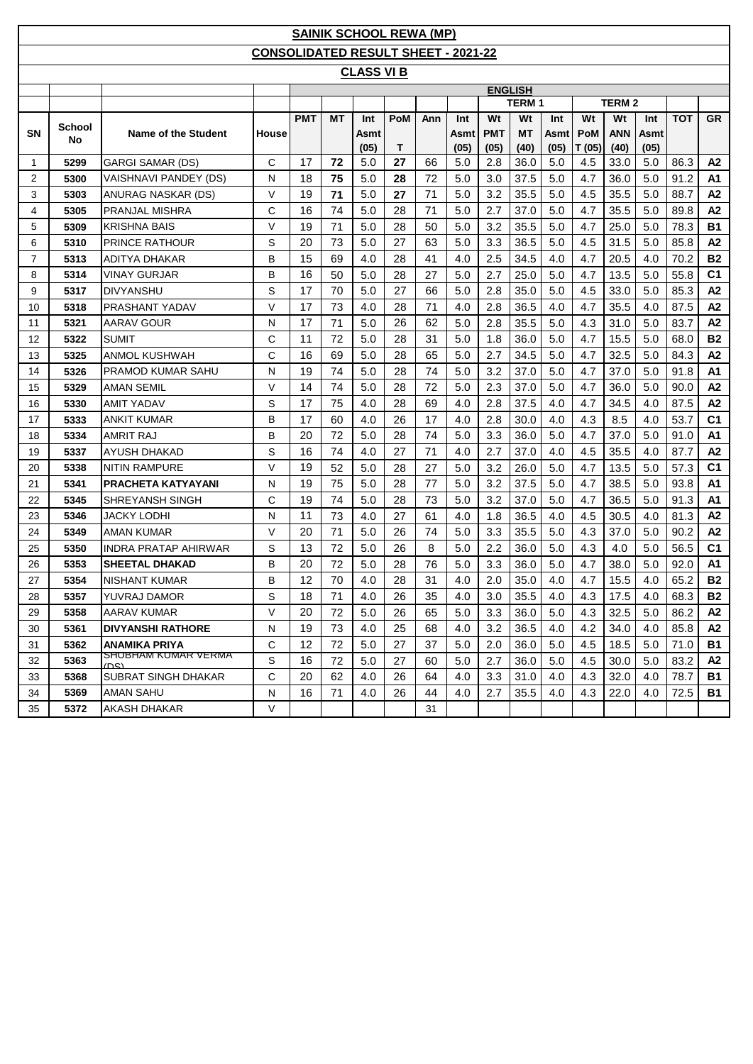# SAINIK SCHOOL REWA (MP)

## CONSOLIDATED RESULT SHEET - 2021-22

### CLASS VI B

| | | | | ENGLISH | | | | | | | | | | | | | | |
|---|---|---|---|---|---|---|---|---|---|---|---|---|---|---|---|---|---|---|
| | | | | | | | | | | TERM 1 | | | TERM 2 | | | | | |
| SN | School No | Name of the Student | House | PMT | MT | Int Asmt (05) | PoM T | Ann | Int Asmt (05) | Wt PMT (05) | Wt MT (40) | Int Asmt (05) | Wt PoM T (05) | Wt ANN (40) | Int Asmt (05) | TOT | GR |
| 1 | 5299 | GARGI SAMAR (DS) | C | 17 | **72** | 5.0 | **27** | 66 | 5.0 | 2.8 | 36.0 | 5.0 | 4.5 | 33.0 | 5.0 | 86.3 | **A2** |
| 2 | 5300 | VAISHNAVI PANDEY (DS) | N | 18 | **75** | 5.0 | **28** | 72 | 5.0 | 3.0 | 37.5 | 5.0 | 4.7 | 36.0 | 5.0 | 91.2 | **A1** |
| 3 | 5303 | ANURAG NASKAR (DS) | V | 19 | **71** | 5.0 | **27** | 71 | 5.0 | 3.2 | 35.5 | 5.0 | 4.5 | 35.5 | 5.0 | 88.7 | **A2** |
| 4 | 5305 | PRANJAL MISHRA | C | 16 | 74 | 5.0 | 28 | 71 | 5.0 | 2.7 | 37.0 | 5.0 | 4.7 | 35.5 | 5.0 | 89.8 | **A2** |
| 5 | 5309 | KRISHNA BAIS | V | 19 | 71 | 5.0 | 28 | 50 | 5.0 | 3.2 | 35.5 | 5.0 | 4.7 | 25.0 | 5.0 | 78.3 | **B1** |
| 6 | 5310 | PRINCE RATHOUR | S | 20 | 73 | 5.0 | 27 | 63 | 5.0 | 3.3 | 36.5 | 5.0 | 4.5 | 31.5 | 5.0 | 85.8 | **A2** |
| 7 | 5313 | ADITYA DHAKAR | B | 15 | 69 | 4.0 | 28 | 41 | 4.0 | 2.5 | 34.5 | 4.0 | 4.7 | 20.5 | 4.0 | 70.2 | **B2** |
| 8 | 5314 | VINAY GURJAR | B | 16 | 50 | 5.0 | 28 | 27 | 5.0 | 2.7 | 25.0 | 5.0 | 4.7 | 13.5 | 5.0 | 55.8 | **C1** |
| 9 | 5317 | DIVYANSHU | S | 17 | 70 | 5.0 | 27 | 66 | 5.0 | 2.8 | 35.0 | 5.0 | 4.5 | 33.0 | 5.0 | 85.3 | **A2** |
| 10 | 5318 | PRASHANT YADAV | V | 17 | 73 | 4.0 | 28 | 71 | 4.0 | 2.8 | 36.5 | 4.0 | 4.7 | 35.5 | 4.0 | 87.5 | **A2** |
| 11 | 5321 | AARAV GOUR | N | 17 | 71 | 5.0 | 26 | 62 | 5.0 | 2.8 | 35.5 | 5.0 | 4.3 | 31.0 | 5.0 | 83.7 | **A2** |
| 12 | 5322 | SUMIT | C | 11 | 72 | 5.0 | 28 | 31 | 5.0 | 1.8 | 36.0 | 5.0 | 4.7 | 15.5 | 5.0 | 68.0 | **B2** |
| 13 | 5325 | ANMOL KUSHWAH | C | 16 | 69 | 5.0 | 28 | 65 | 5.0 | 2.7 | 34.5 | 5.0 | 4.7 | 32.5 | 5.0 | 84.3 | **A2** |
| 14 | 5326 | PRAMOD KUMAR SAHU | N | 19 | 74 | 5.0 | 28 | 74 | 5.0 | 3.2 | 37.0 | 5.0 | 4.7 | 37.0 | 5.0 | 91.8 | **A1** |
| 15 | 5329 | AMAN SEMIL | V | 14 | 74 | 5.0 | 28 | 72 | 5.0 | 2.3 | 37.0 | 5.0 | 4.7 | 36.0 | 5.0 | 90.0 | **A2** |
| 16 | 5330 | AMIT YADAV | S | 17 | 75 | 4.0 | 28 | 69 | 4.0 | 2.8 | 37.5 | 4.0 | 4.7 | 34.5 | 4.0 | 87.5 | **A2** |
| 17 | 5333 | ANKIT KUMAR | B | 17 | 60 | 4.0 | 26 | 17 | 4.0 | 2.8 | 30.0 | 4.0 | 4.3 | 8.5 | 4.0 | 53.7 | **C1** |
| 18 | 5334 | AMRIT RAJ | B | 20 | 72 | 5.0 | 28 | 74 | 5.0 | 3.3 | 36.0 | 5.0 | 4.7 | 37.0 | 5.0 | 91.0 | **A1** |
| 19 | 5337 | AYUSH DHAKAD | S | 16 | 74 | 4.0 | 27 | 71 | 4.0 | 2.7 | 37.0 | 4.0 | 4.5 | 35.5 | 4.0 | 87.7 | **A2** |
| 20 | 5338 | NITIN RAMPURE | V | 19 | 52 | 5.0 | 28 | 27 | 5.0 | 3.2 | 26.0 | 5.0 | 4.7 | 13.5 | 5.0 | 57.3 | **C1** |
| 21 | 5341 | **PRACHETA KATYAYANI** | N | 19 | 75 | 5.0 | 28 | 77 | 5.0 | 3.2 | 37.5 | 5.0 | 4.7 | 38.5 | 5.0 | 93.8 | **A1** |
| 22 | 5345 | SHREYANSH SINGH | C | 19 | 74 | 5.0 | 28 | 73 | 5.0 | 3.2 | 37.0 | 5.0 | 4.7 | 36.5 | 5.0 | 91.3 | **A1** |
| 23 | 5346 | JACKY LODHI | N | 11 | 73 | 4.0 | 27 | 61 | 4.0 | 1.8 | 36.5 | 4.0 | 4.5 | 30.5 | 4.0 | 81.3 | **A2** |
| 24 | 5349 | AMAN KUMAR | V | 20 | 71 | 5.0 | 26 | 74 | 5.0 | 3.3 | 35.5 | 5.0 | 4.3 | 37.0 | 5.0 | 90.2 | **A2** |
| 25 | 5350 | INDRA PRATAP AHIRWAR | S | 13 | 72 | 5.0 | 26 | 8 | 5.0 | 2.2 | 36.0 | 5.0 | 4.3 | 4.0 | 5.0 | 56.5 | **C1** |
| 26 | 5353 | **SHEETAL DHAKAD** | B | 20 | 72 | 5.0 | 28 | 76 | 5.0 | 3.3 | 36.0 | 5.0 | 4.7 | 38.0 | 5.0 | 92.0 | **A1** |
| 27 | 5354 | NISHANT KUMAR | B | 12 | 70 | 4.0 | 28 | 31 | 4.0 | 2.0 | 35.0 | 4.0 | 4.7 | 15.5 | 4.0 | 65.2 | **B2** |
| 28 | 5357 | YUVRAJ DAMOR | S | 18 | 71 | 4.0 | 26 | 35 | 4.0 | 3.0 | 35.5 | 4.0 | 4.3 | 17.5 | 4.0 | 68.3 | **B2** |
| 29 | 5358 | AARAV KUMAR | V | 20 | 72 | 5.0 | 26 | 65 | 5.0 | 3.3 | 36.0 | 5.0 | 4.3 | 32.5 | 5.0 | 86.2 | **A2** |
| 30 | 5361 | **DIVYANSHI RATHORE** | N | 19 | 73 | 4.0 | 25 | 68 | 4.0 | 3.2 | 36.5 | 4.0 | 4.2 | 34.0 | 4.0 | 85.8 | **A2** |
| 31 | 5362 | **ANAMIKA PRIYA** | C | 12 | 72 | 5.0 | 27 | 37 | 5.0 | 2.0 | 36.0 | 5.0 | 4.5 | 18.5 | 5.0 | 71.0 | **B1** |
| 32 | 5363 | SHUBHAM KUMAR VERMA (DS) | S | 16 | 72 | 5.0 | 27 | 60 | 5.0 | 2.7 | 36.0 | 5.0 | 4.5 | 30.0 | 5.0 | 83.2 | **A2** |
| 33 | 5368 | SUBRAT SINGH DHAKAR | C | 20 | 62 | 4.0 | 26 | 64 | 4.0 | 3.3 | 31.0 | 4.0 | 4.3 | 32.0 | 4.0 | 78.7 | **B1** |
| 34 | 5369 | AMAN SAHU | N | 16 | 71 | 4.0 | 26 | 44 | 4.0 | 2.7 | 35.5 | 4.0 | 4.3 | 22.0 | 4.0 | 72.5 | **B1** |
| 35 | 5372 | AKASH DHAKAR | V | | | | | 31 | | | | | | | | | |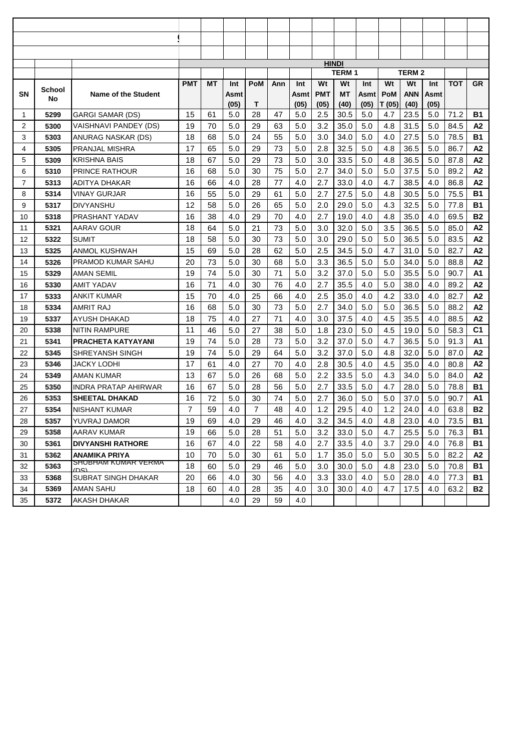| SN | School No | Name of the Student | HINDI | | | | | | | | | | | | | | |
|---|---|---|---|---|---|---|---|---|---|---|---|---|---|---|---|---|---|
| | | | | | | | | | TERM 1 | | | TERM 2 | | | | | |
| | | | PMT | MT | Int Asmt (05) | PoM T | Ann | Int Asmt (05) | Wt PMT (05) | Wt MT (40) | Int Asmt (05) | Wt PoM T (05) | Wt ANN (40) | Int Asmt (05) | TOT | GR |
| 1 | 5299 | GARGI SAMAR (DS) | 15 | 61 | 5.0 | 28 | 47 | 5.0 | 2.5 | 30.5 | 5.0 | 4.7 | 23.5 | 5.0 | 71.2 | B1 |
| 2 | 5300 | VAISHNAVI PANDEY (DS) | 19 | 70 | 5.0 | 29 | 63 | 5.0 | 3.2 | 35.0 | 5.0 | 4.8 | 31.5 | 5.0 | 84.5 | A2 |
| 3 | 5303 | ANURAG NASKAR (DS) | 18 | 68 | 5.0 | 24 | 55 | 5.0 | 3.0 | 34.0 | 5.0 | 4.0 | 27.5 | 5.0 | 78.5 | B1 |
| 4 | 5305 | PRANJAL MISHRA | 17 | 65 | 5.0 | 29 | 73 | 5.0 | 2.8 | 32.5 | 5.0 | 4.8 | 36.5 | 5.0 | 86.7 | A2 |
| 5 | 5309 | KRISHNA BAIS | 18 | 67 | 5.0 | 29 | 73 | 5.0 | 3.0 | 33.5 | 5.0 | 4.8 | 36.5 | 5.0 | 87.8 | A2 |
| 6 | 5310 | PRINCE RATHOUR | 16 | 68 | 5.0 | 30 | 75 | 5.0 | 2.7 | 34.0 | 5.0 | 5.0 | 37.5 | 5.0 | 89.2 | A2 |
| 7 | 5313 | ADITYA DHAKAR | 16 | 66 | 4.0 | 28 | 77 | 4.0 | 2.7 | 33.0 | 4.0 | 4.7 | 38.5 | 4.0 | 86.8 | A2 |
| 8 | 5314 | VINAY GURJAR | 16 | 55 | 5.0 | 29 | 61 | 5.0 | 2.7 | 27.5 | 5.0 | 4.8 | 30.5 | 5.0 | 75.5 | B1 |
| 9 | 5317 | DIVYANSHU | 12 | 58 | 5.0 | 26 | 65 | 5.0 | 2.0 | 29.0 | 5.0 | 4.3 | 32.5 | 5.0 | 77.8 | B1 |
| 10 | 5318 | PRASHANT YADAV | 16 | 38 | 4.0 | 29 | 70 | 4.0 | 2.7 | 19.0 | 4.0 | 4.8 | 35.0 | 4.0 | 69.5 | B2 |
| 11 | 5321 | AARAV GOUR | 18 | 64 | 5.0 | 21 | 73 | 5.0 | 3.0 | 32.0 | 5.0 | 3.5 | 36.5 | 5.0 | 85.0 | A2 |
| 12 | 5322 | SUMIT | 18 | 58 | 5.0 | 30 | 73 | 5.0 | 3.0 | 29.0 | 5.0 | 5.0 | 36.5 | 5.0 | 83.5 | A2 |
| 13 | 5325 | ANMOL KUSHWAH | 15 | 69 | 5.0 | 28 | 62 | 5.0 | 2.5 | 34.5 | 5.0 | 4.7 | 31.0 | 5.0 | 82.7 | A2 |
| 14 | 5326 | PRAMOD KUMAR SAHU | 20 | 73 | 5.0 | 30 | 68 | 5.0 | 3.3 | 36.5 | 5.0 | 5.0 | 34.0 | 5.0 | 88.8 | A2 |
| 15 | 5329 | AMAN SEMIL | 19 | 74 | 5.0 | 30 | 71 | 5.0 | 3.2 | 37.0 | 5.0 | 5.0 | 35.5 | 5.0 | 90.7 | A1 |
| 16 | 5330 | AMIT YADAV | 16 | 71 | 4.0 | 30 | 76 | 4.0 | 2.7 | 35.5 | 4.0 | 5.0 | 38.0 | 4.0 | 89.2 | A2 |
| 17 | 5333 | ANKIT KUMAR | 15 | 70 | 4.0 | 25 | 66 | 4.0 | 2.5 | 35.0 | 4.0 | 4.2 | 33.0 | 4.0 | 82.7 | A2 |
| 18 | 5334 | AMRIT RAJ | 16 | 68 | 5.0 | 30 | 73 | 5.0 | 2.7 | 34.0 | 5.0 | 5.0 | 36.5 | 5.0 | 88.2 | A2 |
| 19 | 5337 | AYUSH DHAKAD | 18 | 75 | 4.0 | 27 | 71 | 4.0 | 3.0 | 37.5 | 4.0 | 4.5 | 35.5 | 4.0 | 88.5 | A2 |
| 20 | 5338 | NITIN RAMPURE | 11 | 46 | 5.0 | 27 | 38 | 5.0 | 1.8 | 23.0 | 5.0 | 4.5 | 19.0 | 5.0 | 58.3 | C1 |
| 21 | 5341 | **PRACHETA KATYAYANI** | 19 | 74 | 5.0 | 28 | 73 | 5.0 | 3.2 | 37.0 | 5.0 | 4.7 | 36.5 | 5.0 | 91.3 | A1 |
| 22 | 5345 | SHREYANSH SINGH | 19 | 74 | 5.0 | 29 | 64 | 5.0 | 3.2 | 37.0 | 5.0 | 4.8 | 32.0 | 5.0 | 87.0 | A2 |
| 23 | 5346 | JACKY LODHI | 17 | 61 | 4.0 | 27 | 70 | 4.0 | 2.8 | 30.5 | 4.0 | 4.5 | 35.0 | 4.0 | 80.8 | A2 |
| 24 | 5349 | AMAN KUMAR | 13 | 67 | 5.0 | 26 | 68 | 5.0 | 2.2 | 33.5 | 5.0 | 4.3 | 34.0 | 5.0 | 84.0 | A2 |
| 25 | 5350 | INDRA PRATAP AHIRWAR | 16 | 67 | 5.0 | 28 | 56 | 5.0 | 2.7 | 33.5 | 5.0 | 4.7 | 28.0 | 5.0 | 78.8 | B1 |
| 26 | 5353 | **SHEETAL DHAKAD** | 16 | 72 | 5.0 | 30 | 74 | 5.0 | 2.7 | 36.0 | 5.0 | 5.0 | 37.0 | 5.0 | 90.7 | A1 |
| 27 | 5354 | NISHANT KUMAR | 7 | 59 | 4.0 | 7 | 48 | 4.0 | 1.2 | 29.5 | 4.0 | 1.2 | 24.0 | 4.0 | 63.8 | B2 |
| 28 | 5357 | YUVRAJ DAMOR | 19 | 69 | 4.0 | 29 | 46 | 4.0 | 3.2 | 34.5 | 4.0 | 4.8 | 23.0 | 4.0 | 73.5 | B1 |
| 29 | 5358 | AARAV KUMAR | 19 | 66 | 5.0 | 28 | 51 | 5.0 | 3.2 | 33.0 | 5.0 | 4.7 | 25.5 | 5.0 | 76.3 | B1 |
| 30 | 5361 | **DIVYANSHI RATHORE** | 16 | 67 | 4.0 | 22 | 58 | 4.0 | 2.7 | 33.5 | 4.0 | 3.7 | 29.0 | 4.0 | 76.8 | B1 |
| 31 | 5362 | **ANAMIKA PRIYA** | 10 | 70 | 5.0 | 30 | 61 | 5.0 | 1.7 | 35.0 | 5.0 | 5.0 | 30.5 | 5.0 | 82.2 | A2 |
| 32 | 5363 | SHUBHAM KUMAR VERMA (DS) | 18 | 60 | 5.0 | 29 | 46 | 5.0 | 3.0 | 30.0 | 5.0 | 4.8 | 23.0 | 5.0 | 70.8 | B1 |
| 33 | 5368 | SUBRAT SINGH DHAKAR | 20 | 66 | 4.0 | 30 | 56 | 4.0 | 3.3 | 33.0 | 4.0 | 5.0 | 28.0 | 4.0 | 77.3 | B1 |
| 34 | 5369 | AMAN SAHU | 18 | 60 | 4.0 | 28 | 35 | 4.0 | 3.0 | 30.0 | 4.0 | 4.7 | 17.5 | 4.0 | 63.2 | B2 |
| 35 | 5372 | AKASH DHAKAR | | | 4.0 | 29 | 59 | 4.0 | | | | | | | | |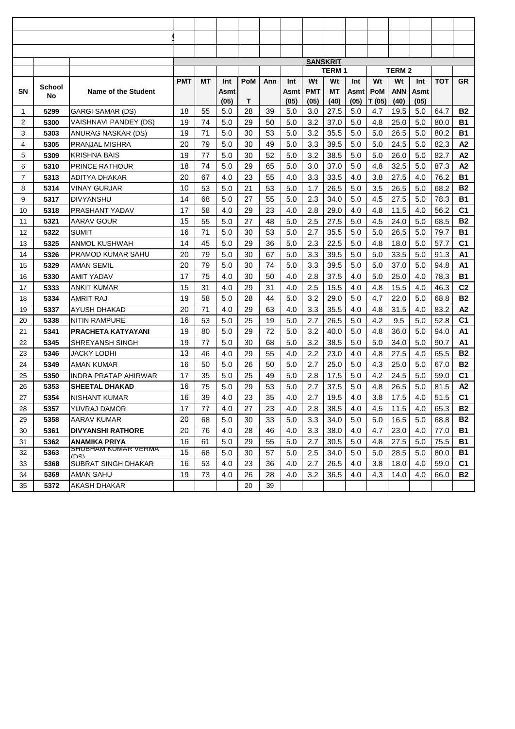| | | | SANSKRIT | | | | | | | | | | | | | |
|---|---|---|---|---|---|---|---|---|---|---|---|---|---|---|---|---|
| | | | | | | | | | TERM 1 | | | TERM 2 | | | | |
| SN | School No | Name of the Student | PMT | MT | Int Asmt (05) | PoM T | Ann | Int Asmt (05) | Wt PMT (05) | Wt MT (40) | Int Asmt (05) | Wt PoM T (05) | Wt ANN (40) | Int Asmt (05) | TOT | GR |
| 1 | 5299 | GARGI SAMAR (DS) | 18 | 55 | 5.0 | 28 | 39 | 5.0 | 3.0 | 27.5 | 5.0 | 4.7 | 19.5 | 5.0 | 64.7 | B2 |
| 2 | 5300 | VAISHNAVI PANDEY (DS) | 19 | 74 | 5.0 | 29 | 50 | 5.0 | 3.2 | 37.0 | 5.0 | 4.8 | 25.0 | 5.0 | 80.0 | B1 |
| 3 | 5303 | ANURAG NASKAR (DS) | 19 | 71 | 5.0 | 30 | 53 | 5.0 | 3.2 | 35.5 | 5.0 | 5.0 | 26.5 | 5.0 | 80.2 | B1 |
| 4 | 5305 | PRANJAL MISHRA | 20 | 79 | 5.0 | 30 | 49 | 5.0 | 3.3 | 39.5 | 5.0 | 5.0 | 24.5 | 5.0 | 82.3 | A2 |
| 5 | 5309 | KRISHNA BAIS | 19 | 77 | 5.0 | 30 | 52 | 5.0 | 3.2 | 38.5 | 5.0 | 5.0 | 26.0 | 5.0 | 82.7 | A2 |
| 6 | 5310 | PRINCE RATHOUR | 18 | 74 | 5.0 | 29 | 65 | 5.0 | 3.0 | 37.0 | 5.0 | 4.8 | 32.5 | 5.0 | 87.3 | A2 |
| 7 | 5313 | ADITYA DHAKAR | 20 | 67 | 4.0 | 23 | 55 | 4.0 | 3.3 | 33.5 | 4.0 | 3.8 | 27.5 | 4.0 | 76.2 | B1 |
| 8 | 5314 | VINAY GURJAR | 10 | 53 | 5.0 | 21 | 53 | 5.0 | 1.7 | 26.5 | 5.0 | 3.5 | 26.5 | 5.0 | 68.2 | B2 |
| 9 | 5317 | DIVYANSHU | 14 | 68 | 5.0 | 27 | 55 | 5.0 | 2.3 | 34.0 | 5.0 | 4.5 | 27.5 | 5.0 | 78.3 | B1 |
| 10 | 5318 | PRASHANT YADAV | 17 | 58 | 4.0 | 29 | 23 | 4.0 | 2.8 | 29.0 | 4.0 | 4.8 | 11.5 | 4.0 | 56.2 | C1 |
| 11 | 5321 | AARAV GOUR | 15 | 55 | 5.0 | 27 | 48 | 5.0 | 2.5 | 27.5 | 5.0 | 4.5 | 24.0 | 5.0 | 68.5 | B2 |
| 12 | 5322 | SUMIT | 16 | 71 | 5.0 | 30 | 53 | 5.0 | 2.7 | 35.5 | 5.0 | 5.0 | 26.5 | 5.0 | 79.7 | B1 |
| 13 | 5325 | ANMOL KUSHWAH | 14 | 45 | 5.0 | 29 | 36 | 5.0 | 2.3 | 22.5 | 5.0 | 4.8 | 18.0 | 5.0 | 57.7 | C1 |
| 14 | 5326 | PRAMOD KUMAR SAHU | 20 | 79 | 5.0 | 30 | 67 | 5.0 | 3.3 | 39.5 | 5.0 | 5.0 | 33.5 | 5.0 | 91.3 | A1 |
| 15 | 5329 | AMAN SEMIL | 20 | 79 | 5.0 | 30 | 74 | 5.0 | 3.3 | 39.5 | 5.0 | 5.0 | 37.0 | 5.0 | 94.8 | A1 |
| 16 | 5330 | AMIT YADAV | 17 | 75 | 4.0 | 30 | 50 | 4.0 | 2.8 | 37.5 | 4.0 | 5.0 | 25.0 | 4.0 | 78.3 | B1 |
| 17 | 5333 | ANKIT KUMAR | 15 | 31 | 4.0 | 29 | 31 | 4.0 | 2.5 | 15.5 | 4.0 | 4.8 | 15.5 | 4.0 | 46.3 | C2 |
| 18 | 5334 | AMRIT RAJ | 19 | 58 | 5.0 | 28 | 44 | 5.0 | 3.2 | 29.0 | 5.0 | 4.7 | 22.0 | 5.0 | 68.8 | B2 |
| 19 | 5337 | AYUSH DHAKAD | 20 | 71 | 4.0 | 29 | 63 | 4.0 | 3.3 | 35.5 | 4.0 | 4.8 | 31.5 | 4.0 | 83.2 | A2 |
| 20 | 5338 | NITIN RAMPURE | 16 | 53 | 5.0 | 25 | 19 | 5.0 | 2.7 | 26.5 | 5.0 | 4.2 | 9.5 | 5.0 | 52.8 | C1 |
| 21 | 5341 | **PRACHETA KATYAYANI** | 19 | 80 | 5.0 | 29 | 72 | 5.0 | 3.2 | 40.0 | 5.0 | 4.8 | 36.0 | 5.0 | 94.0 | A1 |
| 22 | 5345 | SHREYANSH SINGH | 19 | 77 | 5.0 | 30 | 68 | 5.0 | 3.2 | 38.5 | 5.0 | 5.0 | 34.0 | 5.0 | 90.7 | A1 |
| 23 | 5346 | JACKY LODHI | 13 | 46 | 4.0 | 29 | 55 | 4.0 | 2.2 | 23.0 | 4.0 | 4.8 | 27.5 | 4.0 | 65.5 | B2 |
| 24 | 5349 | AMAN KUMAR | 16 | 50 | 5.0 | 26 | 50 | 5.0 | 2.7 | 25.0 | 5.0 | 4.3 | 25.0 | 5.0 | 67.0 | B2 |
| 25 | 5350 | INDRA PRATAP AHIRWAR | 17 | 35 | 5.0 | 25 | 49 | 5.0 | 2.8 | 17.5 | 5.0 | 4.2 | 24.5 | 5.0 | 59.0 | C1 |
| 26 | 5353 | **SHEETAL DHAKAD** | 16 | 75 | 5.0 | 29 | 53 | 5.0 | 2.7 | 37.5 | 5.0 | 4.8 | 26.5 | 5.0 | 81.5 | A2 |
| 27 | 5354 | NISHANT KUMAR | 16 | 39 | 4.0 | 23 | 35 | 4.0 | 2.7 | 19.5 | 4.0 | 3.8 | 17.5 | 4.0 | 51.5 | C1 |
| 28 | 5357 | YUVRAJ DAMOR | 17 | 77 | 4.0 | 27 | 23 | 4.0 | 2.8 | 38.5 | 4.0 | 4.5 | 11.5 | 4.0 | 65.3 | B2 |
| 29 | 5358 | AARAV KUMAR | 20 | 68 | 5.0 | 30 | 33 | 5.0 | 3.3 | 34.0 | 5.0 | 5.0 | 16.5 | 5.0 | 68.8 | B2 |
| 30 | 5361 | **DIVYANSHI RATHORE** | 20 | 76 | 4.0 | 28 | 46 | 4.0 | 3.3 | 38.0 | 4.0 | 4.7 | 23.0 | 4.0 | 77.0 | B1 |
| 31 | 5362 | **ANAMIKA PRIYA** | 16 | 61 | 5.0 | 29 | 55 | 5.0 | 2.7 | 30.5 | 5.0 | 4.8 | 27.5 | 5.0 | 75.5 | B1 |
| 32 | 5363 | SHUBHAM KUMAR VERMA (DS) | 15 | 68 | 5.0 | 30 | 57 | 5.0 | 2.5 | 34.0 | 5.0 | 5.0 | 28.5 | 5.0 | 80.0 | B1 |
| 33 | 5368 | SUBRAT SINGH DHAKAR | 16 | 53 | 4.0 | 23 | 36 | 4.0 | 2.7 | 26.5 | 4.0 | 3.8 | 18.0 | 4.0 | 59.0 | C1 |
| 34 | 5369 | AMAN SAHU | 19 | 73 | 4.0 | 26 | 28 | 4.0 | 3.2 | 36.5 | 4.0 | 4.3 | 14.0 | 4.0 | 66.0 | B2 |
| 35 | 5372 | AKASH DHAKAR | | | | 20 | 39 | | | | | | | | | |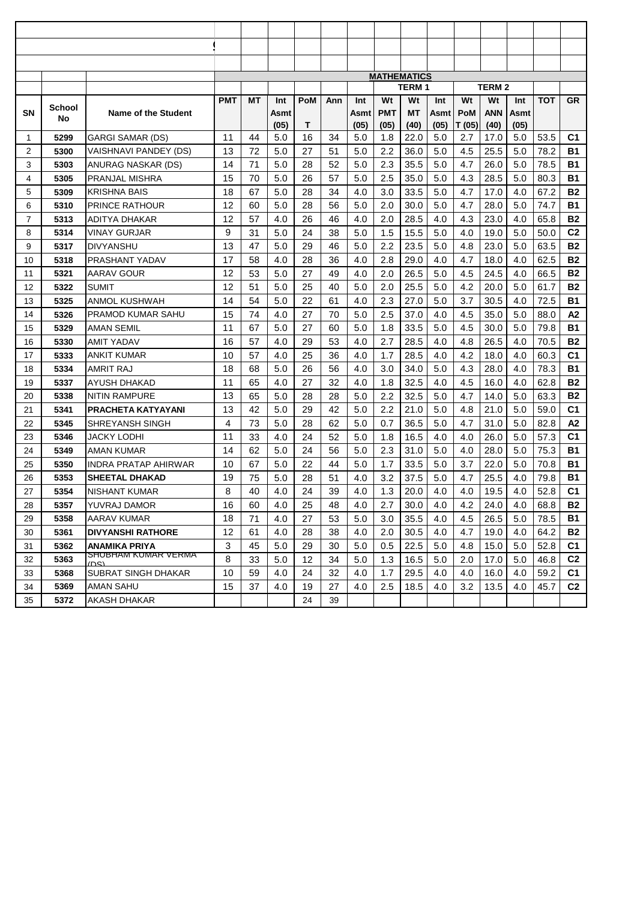| SN | School No | Name of the Student | MATHEMATICS | | | | | | | | | | | | | | |
|---|---|---|---|---|---|---|---|---|---|---|---|---|---|---|---|---|---|
| | | | | | | | | | TERM 1 | | | | TERM 2 | | | | |
| | | | PMT | MT | Int Asmt (05) | PoM T | Ann | Int Asmt (05) | Wt PMT (05) | Wt MT (40) | Int Asmt (05) | Wt PoM T (05) | Wt ANN (40) | Int Asmt (05) | TOT | GR |
| 1 | 5299 | GARGI SAMAR (DS) | 11 | 44 | 5.0 | 16 | 34 | 5.0 | 1.8 | 22.0 | 5.0 | 2.7 | 17.0 | 5.0 | 53.5 | C1 |
| 2 | 5300 | VAISHNAVI PANDEY (DS) | 13 | 72 | 5.0 | 27 | 51 | 5.0 | 2.2 | 36.0 | 5.0 | 4.5 | 25.5 | 5.0 | 78.2 | B1 |
| 3 | 5303 | ANURAG NASKAR (DS) | 14 | 71 | 5.0 | 28 | 52 | 5.0 | 2.3 | 35.5 | 5.0 | 4.7 | 26.0 | 5.0 | 78.5 | B1 |
| 4 | 5305 | PRANJAL MISHRA | 15 | 70 | 5.0 | 26 | 57 | 5.0 | 2.5 | 35.0 | 5.0 | 4.3 | 28.5 | 5.0 | 80.3 | B1 |
| 5 | 5309 | KRISHNA BAIS | 18 | 67 | 5.0 | 28 | 34 | 4.0 | 3.0 | 33.5 | 5.0 | 4.7 | 17.0 | 4.0 | 67.2 | B2 |
| 6 | 5310 | PRINCE RATHOUR | 12 | 60 | 5.0 | 28 | 56 | 5.0 | 2.0 | 30.0 | 5.0 | 4.7 | 28.0 | 5.0 | 74.7 | B1 |
| 7 | 5313 | ADITYA DHAKAR | 12 | 57 | 4.0 | 26 | 46 | 4.0 | 2.0 | 28.5 | 4.0 | 4.3 | 23.0 | 4.0 | 65.8 | B2 |
| 8 | 5314 | VINAY GURJAR | 9 | 31 | 5.0 | 24 | 38 | 5.0 | 1.5 | 15.5 | 5.0 | 4.0 | 19.0 | 5.0 | 50.0 | C2 |
| 9 | 5317 | DIVYANSHU | 13 | 47 | 5.0 | 29 | 46 | 5.0 | 2.2 | 23.5 | 5.0 | 4.8 | 23.0 | 5.0 | 63.5 | B2 |
| 10 | 5318 | PRASHANT YADAV | 17 | 58 | 4.0 | 28 | 36 | 4.0 | 2.8 | 29.0 | 4.0 | 4.7 | 18.0 | 4.0 | 62.5 | B2 |
| 11 | 5321 | AARAV GOUR | 12 | 53 | 5.0 | 27 | 49 | 4.0 | 2.0 | 26.5 | 5.0 | 4.5 | 24.5 | 4.0 | 66.5 | B2 |
| 12 | 5322 | SUMIT | 12 | 51 | 5.0 | 25 | 40 | 5.0 | 2.0 | 25.5 | 5.0 | 4.2 | 20.0 | 5.0 | 61.7 | B2 |
| 13 | 5325 | ANMOL KUSHWAH | 14 | 54 | 5.0 | 22 | 61 | 4.0 | 2.3 | 27.0 | 5.0 | 3.7 | 30.5 | 4.0 | 72.5 | B1 |
| 14 | 5326 | PRAMOD KUMAR SAHU | 15 | 74 | 4.0 | 27 | 70 | 5.0 | 2.5 | 37.0 | 4.0 | 4.5 | 35.0 | 5.0 | 88.0 | A2 |
| 15 | 5329 | AMAN SEMIL | 11 | 67 | 5.0 | 27 | 60 | 5.0 | 1.8 | 33.5 | 5.0 | 4.5 | 30.0 | 5.0 | 79.8 | B1 |
| 16 | 5330 | AMIT YADAV | 16 | 57 | 4.0 | 29 | 53 | 4.0 | 2.7 | 28.5 | 4.0 | 4.8 | 26.5 | 4.0 | 70.5 | B2 |
| 17 | 5333 | ANKIT KUMAR | 10 | 57 | 4.0 | 25 | 36 | 4.0 | 1.7 | 28.5 | 4.0 | 4.2 | 18.0 | 4.0 | 60.3 | C1 |
| 18 | 5334 | AMRIT RAJ | 18 | 68 | 5.0 | 26 | 56 | 4.0 | 3.0 | 34.0 | 5.0 | 4.3 | 28.0 | 4.0 | 78.3 | B1 |
| 19 | 5337 | AYUSH DHAKAD | 11 | 65 | 4.0 | 27 | 32 | 4.0 | 1.8 | 32.5 | 4.0 | 4.5 | 16.0 | 4.0 | 62.8 | B2 |
| 20 | 5338 | NITIN RAMPURE | 13 | 65 | 5.0 | 28 | 28 | 5.0 | 2.2 | 32.5 | 5.0 | 4.7 | 14.0 | 5.0 | 63.3 | B2 |
| 21 | 5341 | **PRACHETA KATYAYANI** | 13 | 42 | 5.0 | 29 | 42 | 5.0 | 2.2 | 21.0 | 5.0 | 4.8 | 21.0 | 5.0 | 59.0 | C1 |
| 22 | 5345 | SHREYANSH SINGH | 4 | 73 | 5.0 | 28 | 62 | 5.0 | 0.7 | 36.5 | 5.0 | 4.7 | 31.0 | 5.0 | 82.8 | A2 |
| 23 | 5346 | JACKY LODHI | 11 | 33 | 4.0 | 24 | 52 | 5.0 | 1.8 | 16.5 | 4.0 | 4.0 | 26.0 | 5.0 | 57.3 | C1 |
| 24 | 5349 | AMAN KUMAR | 14 | 62 | 5.0 | 24 | 56 | 5.0 | 2.3 | 31.0 | 5.0 | 4.0 | 28.0 | 5.0 | 75.3 | B1 |
| 25 | 5350 | INDRA PRATAP AHIRWAR | 10 | 67 | 5.0 | 22 | 44 | 5.0 | 1.7 | 33.5 | 5.0 | 3.7 | 22.0 | 5.0 | 70.8 | B1 |
| 26 | 5353 | **SHEETAL DHAKAD** | 19 | 75 | 5.0 | 28 | 51 | 4.0 | 3.2 | 37.5 | 5.0 | 4.7 | 25.5 | 4.0 | 79.8 | B1 |
| 27 | 5354 | NISHANT KUMAR | 8 | 40 | 4.0 | 24 | 39 | 4.0 | 1.3 | 20.0 | 4.0 | 4.0 | 19.5 | 4.0 | 52.8 | C1 |
| 28 | 5357 | YUVRAJ DAMOR | 16 | 60 | 4.0 | 25 | 48 | 4.0 | 2.7 | 30.0 | 4.0 | 4.2 | 24.0 | 4.0 | 68.8 | B2 |
| 29 | 5358 | AARAV KUMAR | 18 | 71 | 4.0 | 27 | 53 | 5.0 | 3.0 | 35.5 | 4.0 | 4.5 | 26.5 | 5.0 | 78.5 | B1 |
| 30 | 5361 | **DIVYANSHI RATHORE** | 12 | 61 | 4.0 | 28 | 38 | 4.0 | 2.0 | 30.5 | 4.0 | 4.7 | 19.0 | 4.0 | 64.2 | B2 |
| 31 | 5362 | **ANAMIKA PRIYA** | 3 | 45 | 5.0 | 29 | 30 | 5.0 | 0.5 | 22.5 | 5.0 | 4.8 | 15.0 | 5.0 | 52.8 | C1 |
| 32 | 5363 | SHUBHAM KUMAR VERMA (DS) | 8 | 33 | 5.0 | 12 | 34 | 5.0 | 1.3 | 16.5 | 5.0 | 2.0 | 17.0 | 5.0 | 46.8 | C2 |
| 33 | 5368 | SUBRAT SINGH DHAKAR | 10 | 59 | 4.0 | 24 | 32 | 4.0 | 1.7 | 29.5 | 4.0 | 4.0 | 16.0 | 4.0 | 59.2 | C1 |
| 34 | 5369 | AMAN SAHU | 15 | 37 | 4.0 | 19 | 27 | 4.0 | 2.5 | 18.5 | 4.0 | 3.2 | 13.5 | 4.0 | 45.7 | C2 |
| 35 | 5372 | AKASH DHAKAR | | | | 24 | 39 | | | | | | | | | |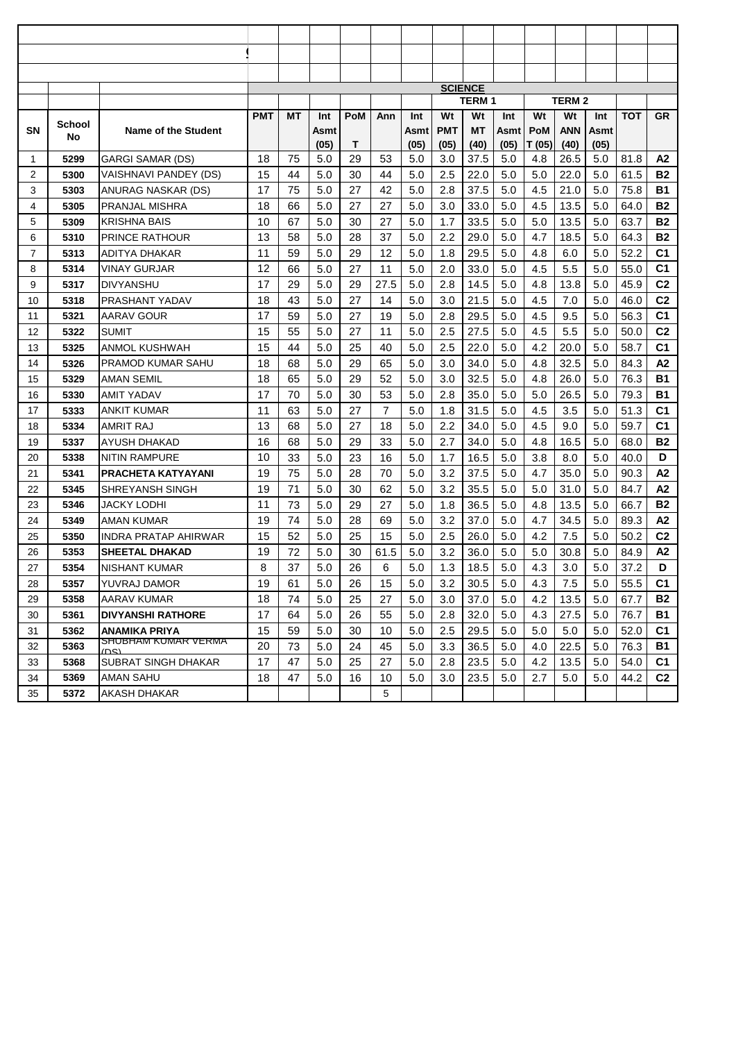| SN | School No | Name of the Student | SCIENCE | | | | | | | | | | | | | | |
|---|---|---|---|---|---|---|---|---|---|---|---|---|---|---|---|---|---|
| | | | | | | | | | TERM 1 | | | TERM 2 | | | | | |
| | | | PMT | MT | Int Asmt (05) | PoM T | Ann | Int Asmt (05) | Wt PMT (05) | Wt MT (40) | Int Asmt (05) | Wt PoM T (05) | Wt ANN (40) | Int Asmt (05) | TOT | GR |
| 1 | 5299 | GARGI SAMAR (DS) | 18 | 75 | 5.0 | 29 | 53 | 5.0 | 3.0 | 37.5 | 5.0 | 4.8 | 26.5 | 5.0 | 81.8 | A2 |
| 2 | 5300 | VAISHNAVI PANDEY (DS) | 15 | 44 | 5.0 | 30 | 44 | 5.0 | 2.5 | 22.0 | 5.0 | 5.0 | 22.0 | 5.0 | 61.5 | B2 |
| 3 | 5303 | ANURAG NASKAR (DS) | 17 | 75 | 5.0 | 27 | 42 | 5.0 | 2.8 | 37.5 | 5.0 | 4.5 | 21.0 | 5.0 | 75.8 | B1 |
| 4 | 5305 | PRANJAL MISHRA | 18 | 66 | 5.0 | 27 | 27 | 5.0 | 3.0 | 33.0 | 5.0 | 4.5 | 13.5 | 5.0 | 64.0 | B2 |
| 5 | 5309 | KRISHNA BAIS | 10 | 67 | 5.0 | 30 | 27 | 5.0 | 1.7 | 33.5 | 5.0 | 5.0 | 13.5 | 5.0 | 63.7 | B2 |
| 6 | 5310 | PRINCE RATHOUR | 13 | 58 | 5.0 | 28 | 37 | 5.0 | 2.2 | 29.0 | 5.0 | 4.7 | 18.5 | 5.0 | 64.3 | B2 |
| 7 | 5313 | ADITYA DHAKAR | 11 | 59 | 5.0 | 29 | 12 | 5.0 | 1.8 | 29.5 | 5.0 | 4.8 | 6.0 | 5.0 | 52.2 | C1 |
| 8 | 5314 | VINAY GURJAR | 12 | 66 | 5.0 | 27 | 11 | 5.0 | 2.0 | 33.0 | 5.0 | 4.5 | 5.5 | 5.0 | 55.0 | C1 |
| 9 | 5317 | DIVYANSHU | 17 | 29 | 5.0 | 29 | 27.5 | 5.0 | 2.8 | 14.5 | 5.0 | 4.8 | 13.8 | 5.0 | 45.9 | C2 |
| 10 | 5318 | PRASHANT YADAV | 18 | 43 | 5.0 | 27 | 14 | 5.0 | 3.0 | 21.5 | 5.0 | 4.5 | 7.0 | 5.0 | 46.0 | C2 |
| 11 | 5321 | AARAV GOUR | 17 | 59 | 5.0 | 27 | 19 | 5.0 | 2.8 | 29.5 | 5.0 | 4.5 | 9.5 | 5.0 | 56.3 | C1 |
| 12 | 5322 | SUMIT | 15 | 55 | 5.0 | 27 | 11 | 5.0 | 2.5 | 27.5 | 5.0 | 4.5 | 5.5 | 5.0 | 50.0 | C2 |
| 13 | 5325 | ANMOL KUSHWAH | 15 | 44 | 5.0 | 25 | 40 | 5.0 | 2.5 | 22.0 | 5.0 | 4.2 | 20.0 | 5.0 | 58.7 | C1 |
| 14 | 5326 | PRAMOD KUMAR SAHU | 18 | 68 | 5.0 | 29 | 65 | 5.0 | 3.0 | 34.0 | 5.0 | 4.8 | 32.5 | 5.0 | 84.3 | A2 |
| 15 | 5329 | AMAN SEMIL | 18 | 65 | 5.0 | 29 | 52 | 5.0 | 3.0 | 32.5 | 5.0 | 4.8 | 26.0 | 5.0 | 76.3 | B1 |
| 16 | 5330 | AMIT YADAV | 17 | 70 | 5.0 | 30 | 53 | 5.0 | 2.8 | 35.0 | 5.0 | 5.0 | 26.5 | 5.0 | 79.3 | B1 |
| 17 | 5333 | ANKIT KUMAR | 11 | 63 | 5.0 | 27 | 7 | 5.0 | 1.8 | 31.5 | 5.0 | 4.5 | 3.5 | 5.0 | 51.3 | C1 |
| 18 | 5334 | AMRIT RAJ | 13 | 68 | 5.0 | 27 | 18 | 5.0 | 2.2 | 34.0 | 5.0 | 4.5 | 9.0 | 5.0 | 59.7 | C1 |
| 19 | 5337 | AYUSH DHAKAD | 16 | 68 | 5.0 | 29 | 33 | 5.0 | 2.7 | 34.0 | 5.0 | 4.8 | 16.5 | 5.0 | 68.0 | B2 |
| 20 | 5338 | NITIN RAMPURE | 10 | 33 | 5.0 | 23 | 16 | 5.0 | 1.7 | 16.5 | 5.0 | 3.8 | 8.0 | 5.0 | 40.0 | D |
| 21 | 5341 | **PRACHETA KATYAYANI** | 19 | 75 | 5.0 | 28 | 70 | 5.0 | 3.2 | 37.5 | 5.0 | 4.7 | 35.0 | 5.0 | 90.3 | A2 |
| 22 | 5345 | SHREYANSH SINGH | 19 | 71 | 5.0 | 30 | 62 | 5.0 | 3.2 | 35.5 | 5.0 | 5.0 | 31.0 | 5.0 | 84.7 | A2 |
| 23 | 5346 | JACKY LODHI | 11 | 73 | 5.0 | 29 | 27 | 5.0 | 1.8 | 36.5 | 5.0 | 4.8 | 13.5 | 5.0 | 66.7 | B2 |
| 24 | 5349 | AMAN KUMAR | 19 | 74 | 5.0 | 28 | 69 | 5.0 | 3.2 | 37.0 | 5.0 | 4.7 | 34.5 | 5.0 | 89.3 | A2 |
| 25 | 5350 | INDRA PRATAP AHIRWAR | 15 | 52 | 5.0 | 25 | 15 | 5.0 | 2.5 | 26.0 | 5.0 | 4.2 | 7.5 | 5.0 | 50.2 | C2 |
| 26 | 5353 | **SHEETAL DHAKAD** | 19 | 72 | 5.0 | 30 | 61.5 | 5.0 | 3.2 | 36.0 | 5.0 | 5.0 | 30.8 | 5.0 | 84.9 | A2 |
| 27 | 5354 | NISHANT KUMAR | 8 | 37 | 5.0 | 26 | 6 | 5.0 | 1.3 | 18.5 | 5.0 | 4.3 | 3.0 | 5.0 | 37.2 | D |
| 28 | 5357 | YUVRAJ DAMOR | 19 | 61 | 5.0 | 26 | 15 | 5.0 | 3.2 | 30.5 | 5.0 | 4.3 | 7.5 | 5.0 | 55.5 | C1 |
| 29 | 5358 | AARAV KUMAR | 18 | 74 | 5.0 | 25 | 27 | 5.0 | 3.0 | 37.0 | 5.0 | 4.2 | 13.5 | 5.0 | 67.7 | B2 |
| 30 | 5361 | **DIVYANSHI RATHORE** | 17 | 64 | 5.0 | 26 | 55 | 5.0 | 2.8 | 32.0 | 5.0 | 4.3 | 27.5 | 5.0 | 76.7 | B1 |
| 31 | 5362 | **ANAMIKA PRIYA** | 15 | 59 | 5.0 | 30 | 10 | 5.0 | 2.5 | 29.5 | 5.0 | 5.0 | 5.0 | 5.0 | 52.0 | C1 |
| 32 | 5363 | SHUBHAM KUMAR VERMA (DS) | 20 | 73 | 5.0 | 24 | 45 | 5.0 | 3.3 | 36.5 | 5.0 | 4.0 | 22.5 | 5.0 | 76.3 | B1 |
| 33 | 5368 | SUBRAT SINGH DHAKAR | 17 | 47 | 5.0 | 25 | 27 | 5.0 | 2.8 | 23.5 | 5.0 | 4.2 | 13.5 | 5.0 | 54.0 | C1 |
| 34 | 5369 | AMAN SAHU | 18 | 47 | 5.0 | 16 | 10 | 5.0 | 3.0 | 23.5 | 5.0 | 2.7 | 5.0 | 5.0 | 44.2 | C2 |
| 35 | 5372 | AKASH DHAKAR | | | | | 5 | | | | | | | | | |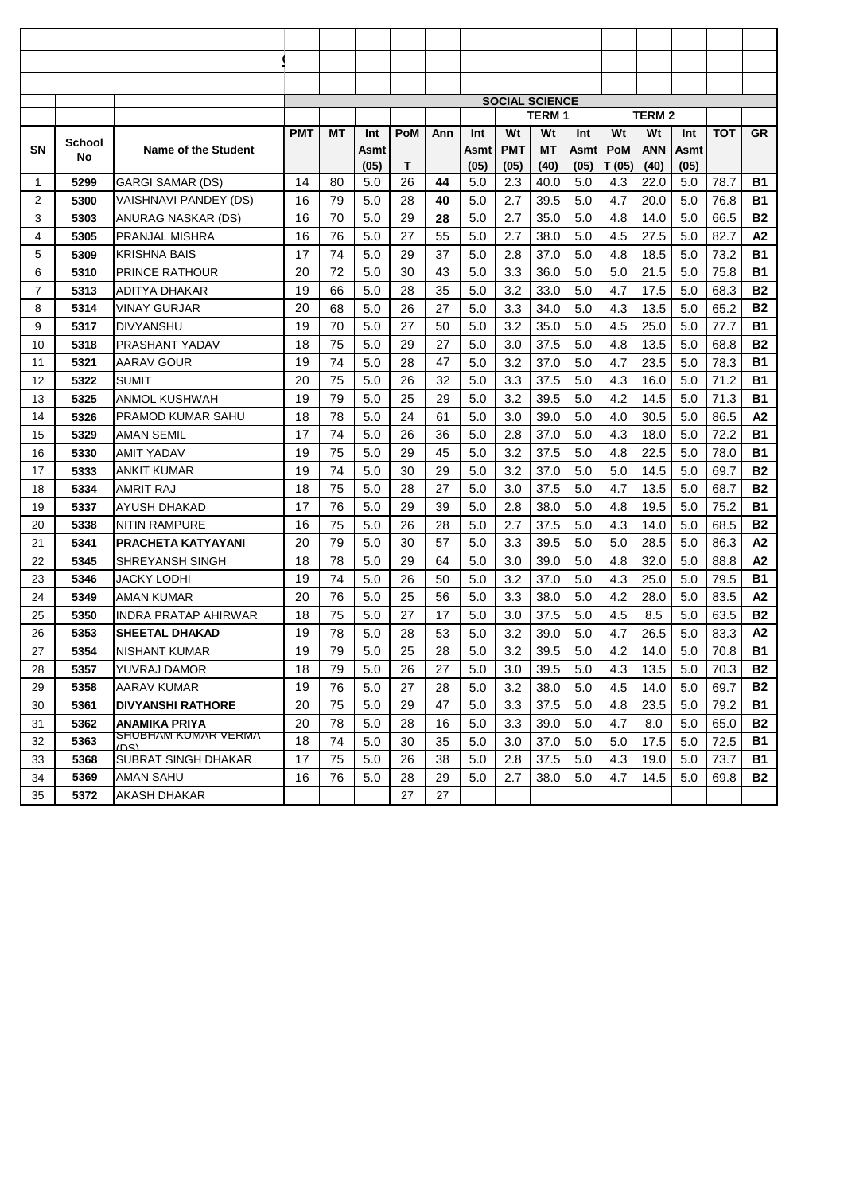| | | | | | | | | | | SOCIAL SCIENCE | | | | | | |
|---|---|---|---|---|---|---|---|---|---|---|---|---|---|---|---|---|
| | | | | | | | | | | TERM 1 | | | | TERM 2 | | | | |
| SN | School No | Name of the Student | PMT | MT | Int Asmt (05) | PoM T | Ann | Int Asmt (05) | Wt PMT (05) | Wt MT (40) | Int Asmt (05) | Wt PoM T (05) | Wt ANN (40) | Int Asmt (05) | TOT | GR |
| 1 | 5299 | GARGI SAMAR (DS) | 14 | 80 | 5.0 | 26 | 44 | 5.0 | 2.3 | 40.0 | 5.0 | 4.3 | 22.0 | 5.0 | 78.7 | B1 |
| 2 | 5300 | VAISHNAVI PANDEY (DS) | 16 | 79 | 5.0 | 28 | 40 | 5.0 | 2.7 | 39.5 | 5.0 | 4.7 | 20.0 | 5.0 | 76.8 | B1 |
| 3 | 5303 | ANURAG NASKAR (DS) | 16 | 70 | 5.0 | 29 | 28 | 5.0 | 2.7 | 35.0 | 5.0 | 4.8 | 14.0 | 5.0 | 66.5 | B2 |
| 4 | 5305 | PRANJAL MISHRA | 16 | 76 | 5.0 | 27 | 55 | 5.0 | 2.7 | 38.0 | 5.0 | 4.5 | 27.5 | 5.0 | 82.7 | A2 |
| 5 | 5309 | KRISHNA BAIS | 17 | 74 | 5.0 | 29 | 37 | 5.0 | 2.8 | 37.0 | 5.0 | 4.8 | 18.5 | 5.0 | 73.2 | B1 |
| 6 | 5310 | PRINCE RATHOUR | 20 | 72 | 5.0 | 30 | 43 | 5.0 | 3.3 | 36.0 | 5.0 | 5.0 | 21.5 | 5.0 | 75.8 | B1 |
| 7 | 5313 | ADITYA DHAKAR | 19 | 66 | 5.0 | 28 | 35 | 5.0 | 3.2 | 33.0 | 5.0 | 4.7 | 17.5 | 5.0 | 68.3 | B2 |
| 8 | 5314 | VINAY GURJAR | 20 | 68 | 5.0 | 26 | 27 | 5.0 | 3.3 | 34.0 | 5.0 | 4.3 | 13.5 | 5.0 | 65.2 | B2 |
| 9 | 5317 | DIVYANSHU | 19 | 70 | 5.0 | 27 | 50 | 5.0 | 3.2 | 35.0 | 5.0 | 4.5 | 25.0 | 5.0 | 77.7 | B1 |
| 10 | 5318 | PRASHANT YADAV | 18 | 75 | 5.0 | 29 | 27 | 5.0 | 3.0 | 37.5 | 5.0 | 4.8 | 13.5 | 5.0 | 68.8 | B2 |
| 11 | 5321 | AARAV GOUR | 19 | 74 | 5.0 | 28 | 47 | 5.0 | 3.2 | 37.0 | 5.0 | 4.7 | 23.5 | 5.0 | 78.3 | B1 |
| 12 | 5322 | SUMIT | 20 | 75 | 5.0 | 26 | 32 | 5.0 | 3.3 | 37.5 | 5.0 | 4.3 | 16.0 | 5.0 | 71.2 | B1 |
| 13 | 5325 | ANMOL KUSHWAH | 19 | 79 | 5.0 | 25 | 29 | 5.0 | 3.2 | 39.5 | 5.0 | 4.2 | 14.5 | 5.0 | 71.3 | B1 |
| 14 | 5326 | PRAMOD KUMAR SAHU | 18 | 78 | 5.0 | 24 | 61 | 5.0 | 3.0 | 39.0 | 5.0 | 4.0 | 30.5 | 5.0 | 86.5 | A2 |
| 15 | 5329 | AMAN SEMIL | 17 | 74 | 5.0 | 26 | 36 | 5.0 | 2.8 | 37.0 | 5.0 | 4.3 | 18.0 | 5.0 | 72.2 | B1 |
| 16 | 5330 | AMIT YADAV | 19 | 75 | 5.0 | 29 | 45 | 5.0 | 3.2 | 37.5 | 5.0 | 4.8 | 22.5 | 5.0 | 78.0 | B1 |
| 17 | 5333 | ANKIT KUMAR | 19 | 74 | 5.0 | 30 | 29 | 5.0 | 3.2 | 37.0 | 5.0 | 5.0 | 14.5 | 5.0 | 69.7 | B2 |
| 18 | 5334 | AMRIT RAJ | 18 | 75 | 5.0 | 28 | 27 | 5.0 | 3.0 | 37.5 | 5.0 | 4.7 | 13.5 | 5.0 | 68.7 | B2 |
| 19 | 5337 | AYUSH DHAKAD | 17 | 76 | 5.0 | 29 | 39 | 5.0 | 2.8 | 38.0 | 5.0 | 4.8 | 19.5 | 5.0 | 75.2 | B1 |
| 20 | 5338 | NITIN RAMPURE | 16 | 75 | 5.0 | 26 | 28 | 5.0 | 2.7 | 37.5 | 5.0 | 4.3 | 14.0 | 5.0 | 68.5 | B2 |
| 21 | 5341 | **PRACHETA KATYAYANI** | 20 | 79 | 5.0 | 30 | 57 | 5.0 | 3.3 | 39.5 | 5.0 | 5.0 | 28.5 | 5.0 | 86.3 | A2 |
| 22 | 5345 | SHREYANSH SINGH | 18 | 78 | 5.0 | 29 | 64 | 5.0 | 3.0 | 39.0 | 5.0 | 4.8 | 32.0 | 5.0 | 88.8 | A2 |
| 23 | 5346 | JACKY LODHI | 19 | 74 | 5.0 | 26 | 50 | 5.0 | 3.2 | 37.0 | 5.0 | 4.3 | 25.0 | 5.0 | 79.5 | B1 |
| 24 | 5349 | AMAN KUMAR | 20 | 76 | 5.0 | 25 | 56 | 5.0 | 3.3 | 38.0 | 5.0 | 4.2 | 28.0 | 5.0 | 83.5 | A2 |
| 25 | 5350 | INDRA PRATAP AHIRWAR | 18 | 75 | 5.0 | 27 | 17 | 5.0 | 3.0 | 37.5 | 5.0 | 4.5 | 8.5 | 5.0 | 63.5 | B2 |
| 26 | 5353 | **SHEETAL DHAKAD** | 19 | 78 | 5.0 | 28 | 53 | 5.0 | 3.2 | 39.0 | 5.0 | 4.7 | 26.5 | 5.0 | 83.3 | A2 |
| 27 | 5354 | NISHANT KUMAR | 19 | 79 | 5.0 | 25 | 28 | 5.0 | 3.2 | 39.5 | 5.0 | 4.2 | 14.0 | 5.0 | 70.8 | B1 |
| 28 | 5357 | YUVRAJ DAMOR | 18 | 79 | 5.0 | 26 | 27 | 5.0 | 3.0 | 39.5 | 5.0 | 4.3 | 13.5 | 5.0 | 70.3 | B2 |
| 29 | 5358 | AARAV KUMAR | 19 | 76 | 5.0 | 27 | 28 | 5.0 | 3.2 | 38.0 | 5.0 | 4.5 | 14.0 | 5.0 | 69.7 | B2 |
| 30 | 5361 | **DIVYANSHI RATHORE** | 20 | 75 | 5.0 | 29 | 47 | 5.0 | 3.3 | 37.5 | 5.0 | 4.8 | 23.5 | 5.0 | 79.2 | B1 |
| 31 | 5362 | **ANAMIKA PRIYA** | 20 | 78 | 5.0 | 28 | 16 | 5.0 | 3.3 | 39.0 | 5.0 | 4.7 | 8.0 | 5.0 | 65.0 | B2 |
| 32 | 5363 | SHUBHAM KUMAR VERMA (DS) | 18 | 74 | 5.0 | 30 | 35 | 5.0 | 3.0 | 37.0 | 5.0 | 5.0 | 17.5 | 5.0 | 72.5 | B1 |
| 33 | 5368 | SUBRAT SINGH DHAKAR | 17 | 75 | 5.0 | 26 | 38 | 5.0 | 2.8 | 37.5 | 5.0 | 4.3 | 19.0 | 5.0 | 73.7 | B1 |
| 34 | 5369 | AMAN SAHU | 16 | 76 | 5.0 | 28 | 29 | 5.0 | 2.7 | 38.0 | 5.0 | 4.7 | 14.5 | 5.0 | 69.8 | B2 |
| 35 | 5372 | AKASH DHAKAR | | | | 27 | 27 | | | | | | | | | |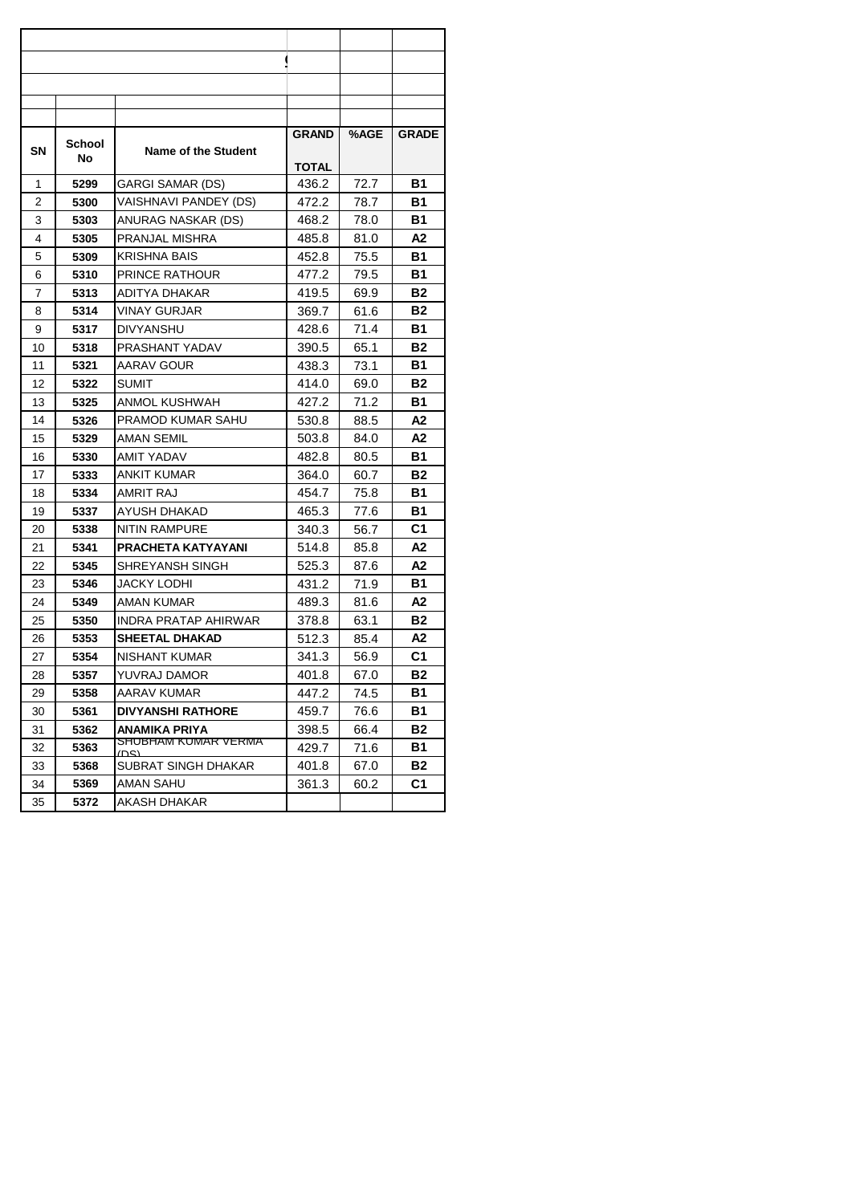| SN | School No | Name of the Student | GRAND TOTAL | %AGE | GRADE |
|---|---|---|---|---|---|
| 1 | **5299** | GARGI SAMAR (DS) | 436.2 | 72.7 | **B1** |
| 2 | **5300** | VAISHNAVI PANDEY (DS) | 472.2 | 78.7 | **B1** |
| 3 | **5303** | ANURAG NASKAR (DS) | 468.2 | 78.0 | **B1** |
| 4 | **5305** | PRANJAL MISHRA | 485.8 | 81.0 | **A2** |
| 5 | **5309** | KRISHNA BAIS | 452.8 | 75.5 | **B1** |
| 6 | **5310** | PRINCE RATHOUR | 477.2 | 79.5 | **B1** |
| 7 | **5313** | ADITYA DHAKAR | 419.5 | 69.9 | **B2** |
| 8 | **5314** | VINAY GURJAR | 369.7 | 61.6 | **B2** |
| 9 | **5317** | DIVYANSHU | 428.6 | 71.4 | **B1** |
| 10 | **5318** | PRASHANT YADAV | 390.5 | 65.1 | **B2** |
| 11 | **5321** | AARAV GOUR | 438.3 | 73.1 | **B1** |
| 12 | **5322** | SUMIT | 414.0 | 69.0 | **B2** |
| 13 | **5325** | ANMOL KUSHWAH | 427.2 | 71.2 | **B1** |
| 14 | **5326** | PRAMOD KUMAR SAHU | 530.8 | 88.5 | **A2** |
| 15 | **5329** | AMAN SEMIL | 503.8 | 84.0 | **A2** |
| 16 | **5330** | AMIT YADAV | 482.8 | 80.5 | **B1** |
| 17 | **5333** | ANKIT KUMAR | 364.0 | 60.7 | **B2** |
| 18 | **5334** | AMRIT RAJ | 454.7 | 75.8 | **B1** |
| 19 | **5337** | AYUSH DHAKAD | 465.3 | 77.6 | **B1** |
| 20 | **5338** | NITIN RAMPURE | 340.3 | 56.7 | **C1** |
| 21 | **5341** | **PRACHETA KATYAYANI** | 514.8 | 85.8 | **A2** |
| 22 | **5345** | SHREYANSH SINGH | 525.3 | 87.6 | **A2** |
| 23 | **5346** | JACKY LODHI | 431.2 | 71.9 | **B1** |
| 24 | **5349** | AMAN KUMAR | 489.3 | 81.6 | **A2** |
| 25 | **5350** | INDRA PRATAP AHIRWAR | 378.8 | 63.1 | **B2** |
| 26 | **5353** | **SHEETAL DHAKAD** | 512.3 | 85.4 | **A2** |
| 27 | **5354** | NISHANT KUMAR | 341.3 | 56.9 | **C1** |
| 28 | **5357** | YUVRAJ DAMOR | 401.8 | 67.0 | **B2** |
| 29 | **5358** | AARAV KUMAR | 447.2 | 74.5 | **B1** |
| 30 | **5361** | **DIVYANSHI RATHORE** | 459.7 | 76.6 | **B1** |
| 31 | **5362** | **ANAMIKA PRIYA** | 398.5 | 66.4 | **B2** |
| 32 | **5363** | SHUBHAM KUMAR VERMA (DS) | 429.7 | 71.6 | **B1** |
| 33 | **5368** | SUBRAT SINGH DHAKAR | 401.8 | 67.0 | **B2** |
| 34 | **5369** | AMAN SAHU | 361.3 | 60.2 | **C1** |
| 35 | **5372** | AKASH DHAKAR | | | |